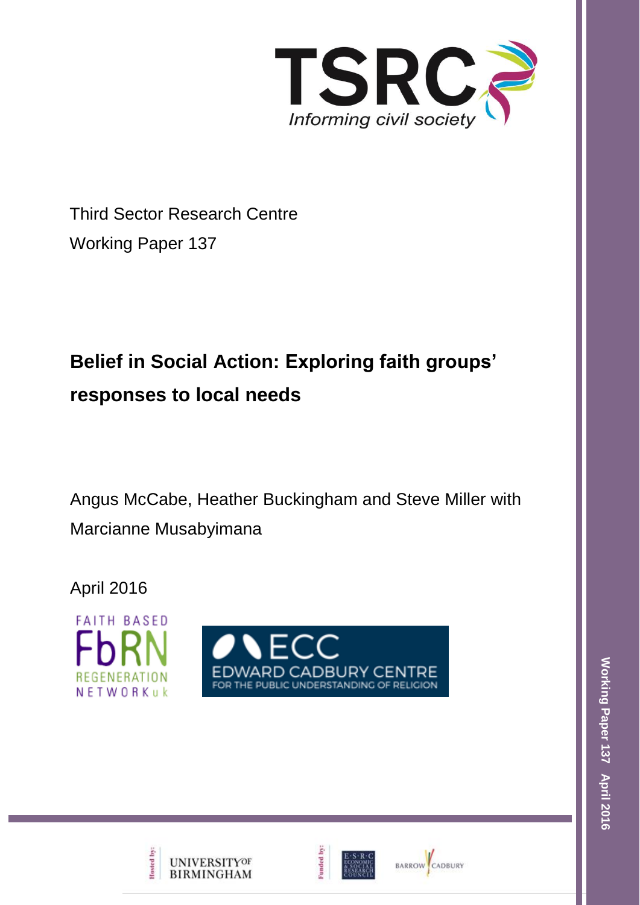TSRC

Informing civil society

Third Sector Research Centre

Working Paper 137

# Belief in Social Action: Exploring faith groups' responses to local needs

Angus McCabe, Heather Buckingham and Steve Miller with Marcianne Musabyimana

April 2016

FAITH BASED REGENERATION NETWORK uk

ECC EDWARD CADBURY CENTRE FOR THE PUBLIC UNDERSTANDING OF RELIGION

Hosted by: UNIVERSITY OF BIRMINGHAM

Funded by: E·S·R·C ECONOMIC & SOCIAL RESEARCH COUNCIL

BARROW CADBURY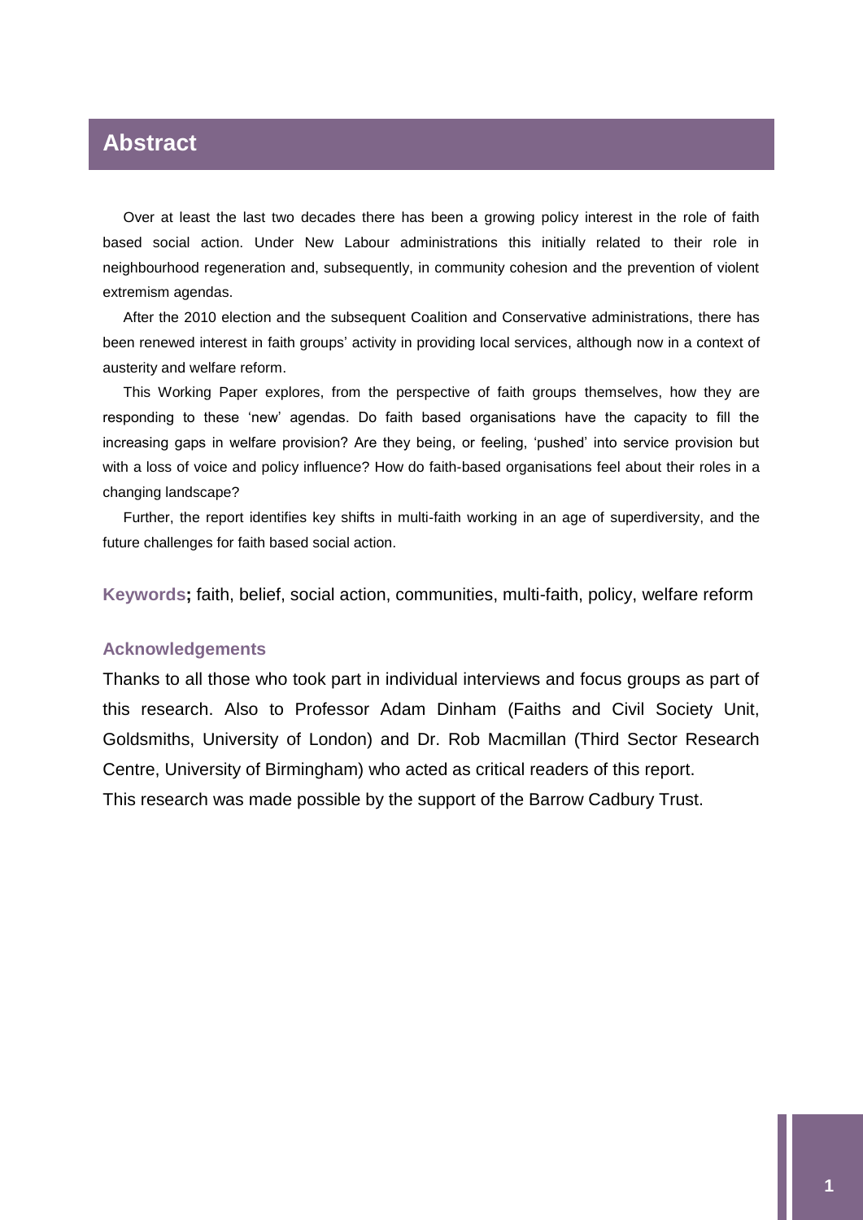## Abstract

Over at least the last two decades there has been a growing policy interest in the role of faith based social action. Under New Labour administrations this initially related to their role in neighbourhood regeneration and, subsequently, in community cohesion and the prevention of violent extremism agendas.

After the 2010 election and the subsequent Coalition and Conservative administrations, there has been renewed interest in faith groups' activity in providing local services, although now in a context of austerity and welfare reform.

This Working Paper explores, from the perspective of faith groups themselves, how they are responding to these 'new' agendas. Do faith based organisations have the capacity to fill the increasing gaps in welfare provision? Are they being, or feeling, 'pushed' into service provision but with a loss of voice and policy influence? How do faith-based organisations feel about their roles in a changing landscape?

Further, the report identifies key shifts in multi-faith working in an age of superdiversity, and the future challenges for faith based social action.

**Keywords;** faith, belief, social action, communities, multi-faith, policy, welfare reform

### Acknowledgements

Thanks to all those who took part in individual interviews and focus groups as part of this research. Also to Professor Adam Dinham (Faiths and Civil Society Unit, Goldsmiths, University of London) and Dr. Rob Macmillan (Third Sector Research Centre, University of Birmingham) who acted as critical readers of this report.

This research was made possible by the support of the Barrow Cadbury Trust.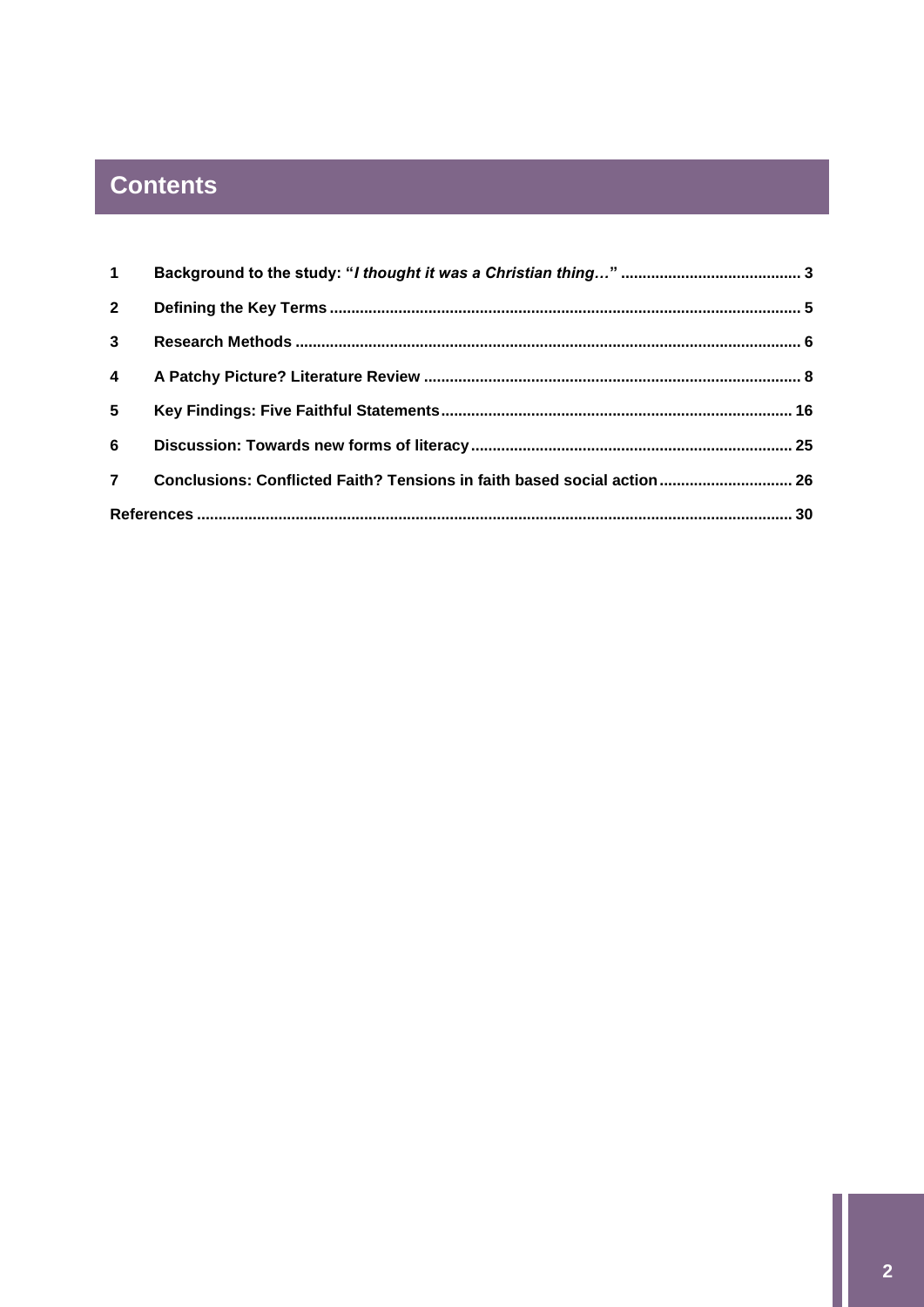# Contents

| | | |
|---|---|---|
| 1 | **Background to the study: "*I thought it was a Christian thing…*"** | 3 |
| 2 | **Defining the Key Terms** | 5 |
| 3 | **Research Methods** | 6 |
| 4 | **A Patchy Picture? Literature Review** | 8 |
| 5 | **Key Findings: Five Faithful Statements** | 16 |
| 6 | **Discussion: Towards new forms of literacy** | 25 |
| 7 | **Conclusions: Conflicted Faith? Tensions in faith based social action** | 26 |
| | **References** | 30 |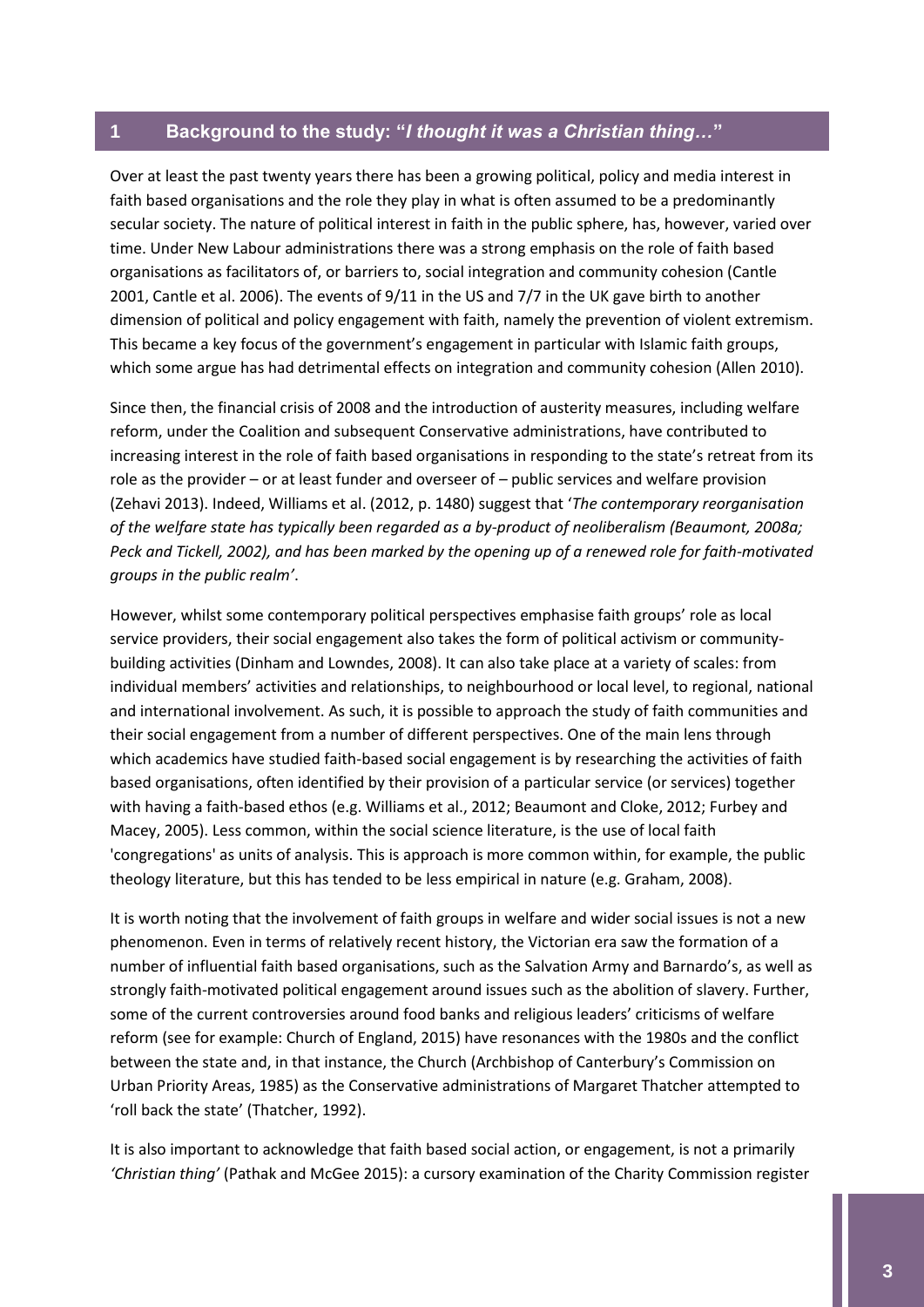## 1 Background to the study: "*I thought it was a Christian thing…*"

Over at least the past twenty years there has been a growing political, policy and media interest in faith based organisations and the role they play in what is often assumed to be a predominantly secular society. The nature of political interest in faith in the public sphere, has, however, varied over time. Under New Labour administrations there was a strong emphasis on the role of faith based organisations as facilitators of, or barriers to, social integration and community cohesion (Cantle 2001, Cantle et al. 2006). The events of 9/11 in the US and 7/7 in the UK gave birth to another dimension of political and policy engagement with faith, namely the prevention of violent extremism. This became a key focus of the government's engagement in particular with Islamic faith groups, which some argue has had detrimental effects on integration and community cohesion (Allen 2010).

Since then, the financial crisis of 2008 and the introduction of austerity measures, including welfare reform, under the Coalition and subsequent Conservative administrations, have contributed to increasing interest in the role of faith based organisations in responding to the state's retreat from its role as the provider – or at least funder and overseer of – public services and welfare provision (Zehavi 2013). Indeed, Williams et al. (2012, p. 1480) suggest that '*The contemporary reorganisation of the welfare state has typically been regarded as a by-product of neoliberalism (Beaumont, 2008a; Peck and Tickell, 2002), and has been marked by the opening up of a renewed role for faith-motivated groups in the public realm'*.

However, whilst some contemporary political perspectives emphasise faith groups' role as local service providers, their social engagement also takes the form of political activism or community-building activities (Dinham and Lowndes, 2008). It can also take place at a variety of scales: from individual members' activities and relationships, to neighbourhood or local level, to regional, national and international involvement. As such, it is possible to approach the study of faith communities and their social engagement from a number of different perspectives. One of the main lens through which academics have studied faith-based social engagement is by researching the activities of faith based organisations, often identified by their provision of a particular service (or services) together with having a faith-based ethos (e.g. Williams et al., 2012; Beaumont and Cloke, 2012; Furbey and Macey, 2005). Less common, within the social science literature, is the use of local faith 'congregations' as units of analysis. This is approach is more common within, for example, the public theology literature, but this has tended to be less empirical in nature (e.g. Graham, 2008).

It is worth noting that the involvement of faith groups in welfare and wider social issues is not a new phenomenon. Even in terms of relatively recent history, the Victorian era saw the formation of a number of influential faith based organisations, such as the Salvation Army and Barnardo's, as well as strongly faith-motivated political engagement around issues such as the abolition of slavery. Further, some of the current controversies around food banks and religious leaders' criticisms of welfare reform (see for example: Church of England, 2015) have resonances with the 1980s and the conflict between the state and, in that instance, the Church (Archbishop of Canterbury's Commission on Urban Priority Areas, 1985) as the Conservative administrations of Margaret Thatcher attempted to 'roll back the state' (Thatcher, 1992).

It is also important to acknowledge that faith based social action, or engagement, is not a primarily *'Christian thing'* (Pathak and McGee 2015): a cursory examination of the Charity Commission register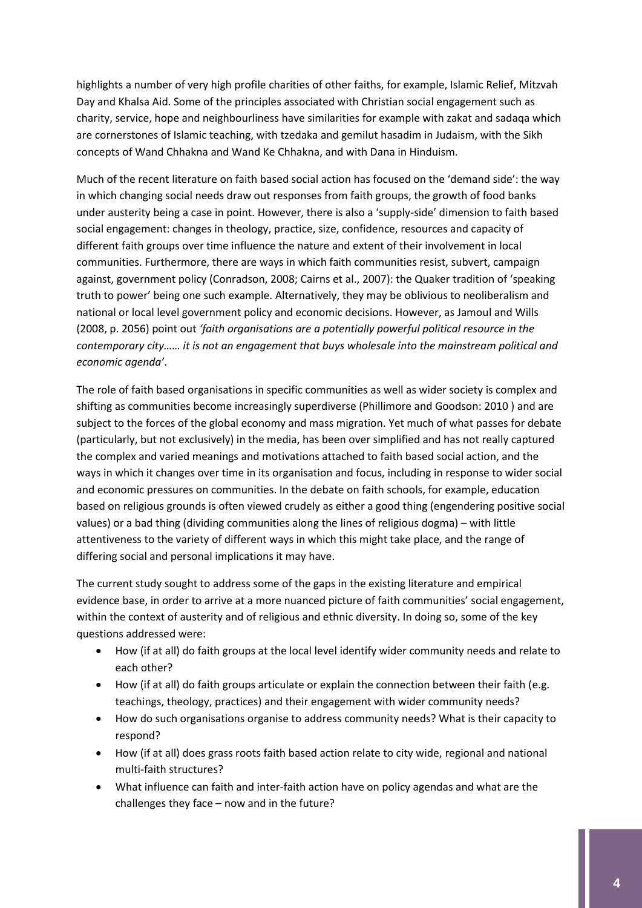highlights a number of very high profile charities of other faiths, for example, Islamic Relief, Mitzvah Day and Khalsa Aid. Some of the principles associated with Christian social engagement such as charity, service, hope and neighbourliness have similarities for example with zakat and sadaqa which are cornerstones of Islamic teaching, with tzedaka and gemilut hasadim in Judaism, with the Sikh concepts of Wand Chhakna and Wand Ke Chhakna, and with Dana in Hinduism.

Much of the recent literature on faith based social action has focused on the 'demand side': the way in which changing social needs draw out responses from faith groups, the growth of food banks under austerity being a case in point. However, there is also a 'supply-side' dimension to faith based social engagement: changes in theology, practice, size, confidence, resources and capacity of different faith groups over time influence the nature and extent of their involvement in local communities. Furthermore, there are ways in which faith communities resist, subvert, campaign against, government policy (Conradson, 2008; Cairns et al., 2007): the Quaker tradition of 'speaking truth to power' being one such example. Alternatively, they may be oblivious to neoliberalism and national or local level government policy and economic decisions. However, as Jamoul and Wills (2008, p. 2056) point out *'faith organisations are a potentially powerful political resource in the contemporary city…… it is not an engagement that buys wholesale into the mainstream political and economic agenda'*.

The role of faith based organisations in specific communities as well as wider society is complex and shifting as communities become increasingly superdiverse (Phillimore and Goodson: 2010 ) and are subject to the forces of the global economy and mass migration. Yet much of what passes for debate (particularly, but not exclusively) in the media, has been over simplified and has not really captured the complex and varied meanings and motivations attached to faith based social action, and the ways in which it changes over time in its organisation and focus, including in response to wider social and economic pressures on communities. In the debate on faith schools, for example, education based on religious grounds is often viewed crudely as either a good thing (engendering positive social values) or a bad thing (dividing communities along the lines of religious dogma) – with little attentiveness to the variety of different ways in which this might take place, and the range of differing social and personal implications it may have.

The current study sought to address some of the gaps in the existing literature and empirical evidence base, in order to arrive at a more nuanced picture of faith communities' social engagement, within the context of austerity and of religious and ethnic diversity. In doing so, some of the key questions addressed were:

- How (if at all) do faith groups at the local level identify wider community needs and relate to each other?
- How (if at all) do faith groups articulate or explain the connection between their faith (e.g. teachings, theology, practices) and their engagement with wider community needs?
- How do such organisations organise to address community needs? What is their capacity to respond?
- How (if at all) does grass roots faith based action relate to city wide, regional and national multi-faith structures?
- What influence can faith and inter-faith action have on policy agendas and what are the challenges they face – now and in the future?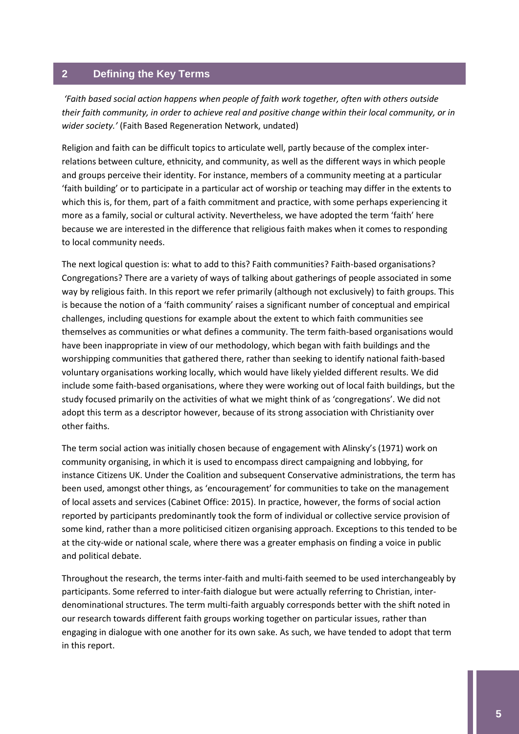## 2 Defining the Key Terms

*'Faith based social action happens when people of faith work together, often with others outside their faith community, in order to achieve real and positive change within their local community, or in wider society.'* (Faith Based Regeneration Network, undated)

Religion and faith can be difficult topics to articulate well, partly because of the complex inter-relations between culture, ethnicity, and community, as well as the different ways in which people and groups perceive their identity. For instance, members of a community meeting at a particular 'faith building' or to participate in a particular act of worship or teaching may differ in the extents to which this is, for them, part of a faith commitment and practice, with some perhaps experiencing it more as a family, social or cultural activity. Nevertheless, we have adopted the term 'faith' here because we are interested in the difference that religious faith makes when it comes to responding to local community needs.

The next logical question is: what to add to this? Faith communities? Faith-based organisations? Congregations? There are a variety of ways of talking about gatherings of people associated in some way by religious faith. In this report we refer primarily (although not exclusively) to faith groups. This is because the notion of a 'faith community' raises a significant number of conceptual and empirical challenges, including questions for example about the extent to which faith communities see themselves as communities or what defines a community. The term faith-based organisations would have been inappropriate in view of our methodology, which began with faith buildings and the worshipping communities that gathered there, rather than seeking to identify national faith-based voluntary organisations working locally, which would have likely yielded different results. We did include some faith-based organisations, where they were working out of local faith buildings, but the study focused primarily on the activities of what we might think of as 'congregations'. We did not adopt this term as a descriptor however, because of its strong association with Christianity over other faiths.

The term social action was initially chosen because of engagement with Alinsky's (1971) work on community organising, in which it is used to encompass direct campaigning and lobbying, for instance Citizens UK. Under the Coalition and subsequent Conservative administrations, the term has been used, amongst other things, as 'encouragement' for communities to take on the management of local assets and services (Cabinet Office: 2015). In practice, however, the forms of social action reported by participants predominantly took the form of individual or collective service provision of some kind, rather than a more politicised citizen organising approach. Exceptions to this tended to be at the city-wide or national scale, where there was a greater emphasis on finding a voice in public and political debate.

Throughout the research, the terms inter-faith and multi-faith seemed to be used interchangeably by participants. Some referred to inter-faith dialogue but were actually referring to Christian, inter-denominational structures. The term multi-faith arguably corresponds better with the shift noted in our research towards different faith groups working together on particular issues, rather than engaging in dialogue with one another for its own sake. As such, we have tended to adopt that term in this report.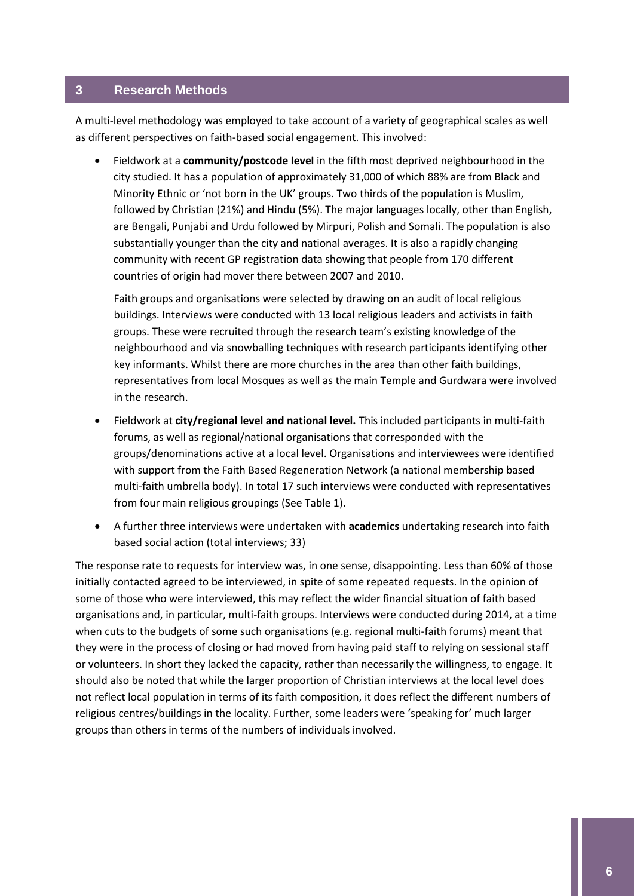## 3 Research Methods

A multi-level methodology was employed to take account of a variety of geographical scales as well as different perspectives on faith-based social engagement. This involved:

- Fieldwork at a **community/postcode level** in the fifth most deprived neighbourhood in the city studied. It has a population of approximately 31,000 of which 88% are from Black and Minority Ethnic or 'not born in the UK' groups. Two thirds of the population is Muslim, followed by Christian (21%) and Hindu (5%). The major languages locally, other than English, are Bengali, Punjabi and Urdu followed by Mirpuri, Polish and Somali. The population is also substantially younger than the city and national averages. It is also a rapidly changing community with recent GP registration data showing that people from 170 different countries of origin had mover there between 2007 and 2010.

  Faith groups and organisations were selected by drawing on an audit of local religious buildings. Interviews were conducted with 13 local religious leaders and activists in faith groups. These were recruited through the research team's existing knowledge of the neighbourhood and via snowballing techniques with research participants identifying other key informants. Whilst there are more churches in the area than other faith buildings, representatives from local Mosques as well as the main Temple and Gurdwara were involved in the research.

- Fieldwork at **city/regional level and national level.** This included participants in multi-faith forums, as well as regional/national organisations that corresponded with the groups/denominations active at a local level. Organisations and interviewees were identified with support from the Faith Based Regeneration Network (a national membership based multi-faith umbrella body). In total 17 such interviews were conducted with representatives from four main religious groupings (See Table 1).

- A further three interviews were undertaken with **academics** undertaking research into faith based social action (total interviews; 33)

The response rate to requests for interview was, in one sense, disappointing. Less than 60% of those initially contacted agreed to be interviewed, in spite of some repeated requests. In the opinion of some of those who were interviewed, this may reflect the wider financial situation of faith based organisations and, in particular, multi-faith groups. Interviews were conducted during 2014, at a time when cuts to the budgets of some such organisations (e.g. regional multi-faith forums) meant that they were in the process of closing or had moved from having paid staff to relying on sessional staff or volunteers. In short they lacked the capacity, rather than necessarily the willingness, to engage. It should also be noted that while the larger proportion of Christian interviews at the local level does not reflect local population in terms of its faith composition, it does reflect the different numbers of religious centres/buildings in the locality. Further, some leaders were 'speaking for' much larger groups than others in terms of the numbers of individuals involved.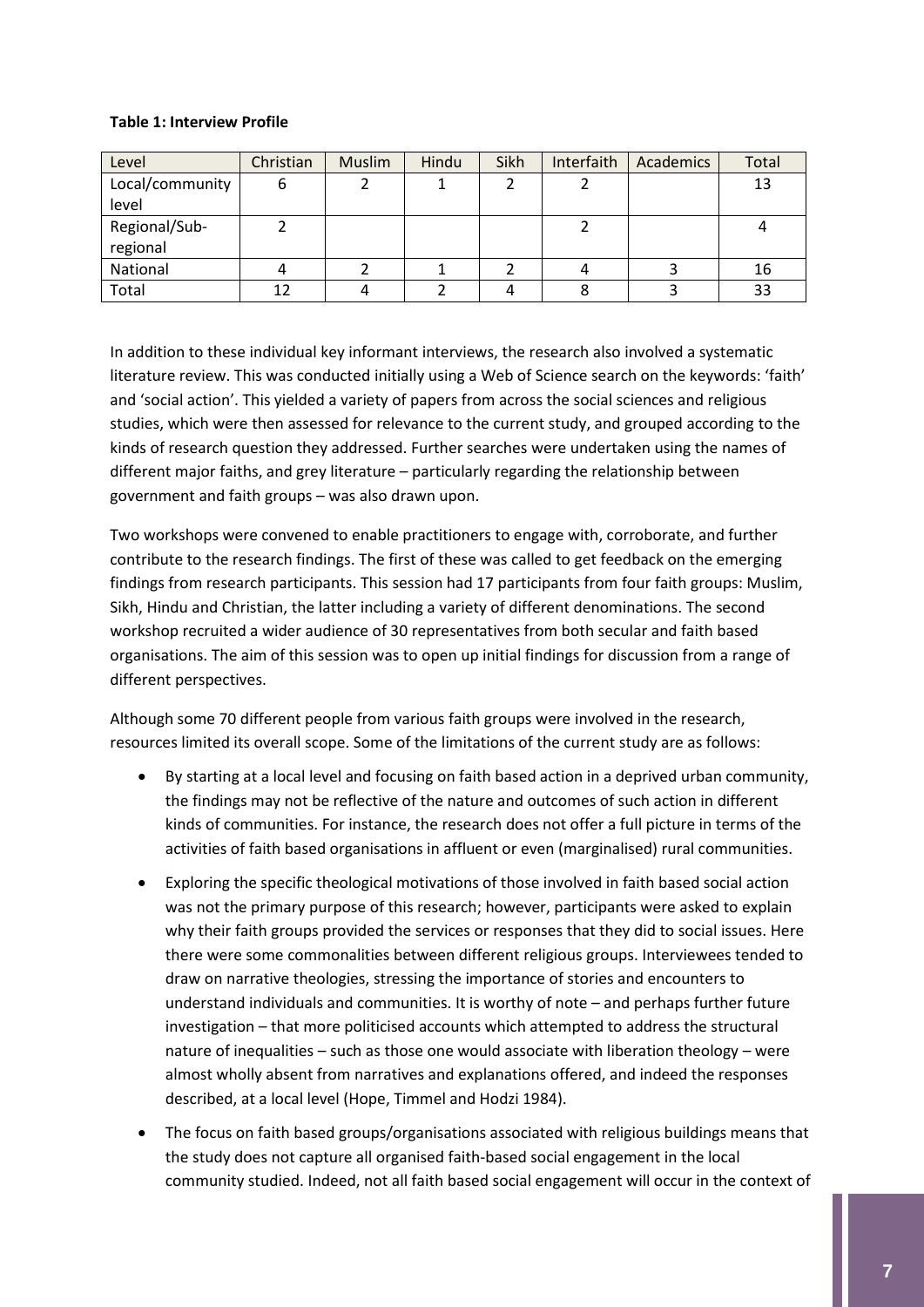**Table 1: Interview Profile**

| Level | Christian | Muslim | Hindu | Sikh | Interfaith | Academics | Total |
|---|---|---|---|---|---|---|---|
| Local/community level | 6 | 2 | 1 | 2 | 2 | | 13 |
| Regional/Sub-regional | 2 | | | | 2 | | 4 |
| National | 4 | 2 | 1 | 2 | 4 | 3 | 16 |
| Total | 12 | 4 | 2 | 4 | 8 | 3 | 33 |

In addition to these individual key informant interviews, the research also involved a systematic literature review. This was conducted initially using a Web of Science search on the keywords: 'faith' and 'social action'. This yielded a variety of papers from across the social sciences and religious studies, which were then assessed for relevance to the current study, and grouped according to the kinds of research question they addressed. Further searches were undertaken using the names of different major faiths, and grey literature – particularly regarding the relationship between government and faith groups – was also drawn upon.

Two workshops were convened to enable practitioners to engage with, corroborate, and further contribute to the research findings. The first of these was called to get feedback on the emerging findings from research participants. This session had 17 participants from four faith groups: Muslim, Sikh, Hindu and Christian, the latter including a variety of different denominations. The second workshop recruited a wider audience of 30 representatives from both secular and faith based organisations. The aim of this session was to open up initial findings for discussion from a range of different perspectives.

Although some 70 different people from various faith groups were involved in the research, resources limited its overall scope. Some of the limitations of the current study are as follows:

- By starting at a local level and focusing on faith based action in a deprived urban community, the findings may not be reflective of the nature and outcomes of such action in different kinds of communities. For instance, the research does not offer a full picture in terms of the activities of faith based organisations in affluent or even (marginalised) rural communities.
- Exploring the specific theological motivations of those involved in faith based social action was not the primary purpose of this research; however, participants were asked to explain why their faith groups provided the services or responses that they did to social issues. Here there were some commonalities between different religious groups. Interviewees tended to draw on narrative theologies, stressing the importance of stories and encounters to understand individuals and communities. It is worthy of note – and perhaps further future investigation – that more politicised accounts which attempted to address the structural nature of inequalities – such as those one would associate with liberation theology – were almost wholly absent from narratives and explanations offered, and indeed the responses described, at a local level (Hope, Timmel and Hodzi 1984).
- The focus on faith based groups/organisations associated with religious buildings means that the study does not capture all organised faith-based social engagement in the local community studied. Indeed, not all faith based social engagement will occur in the context of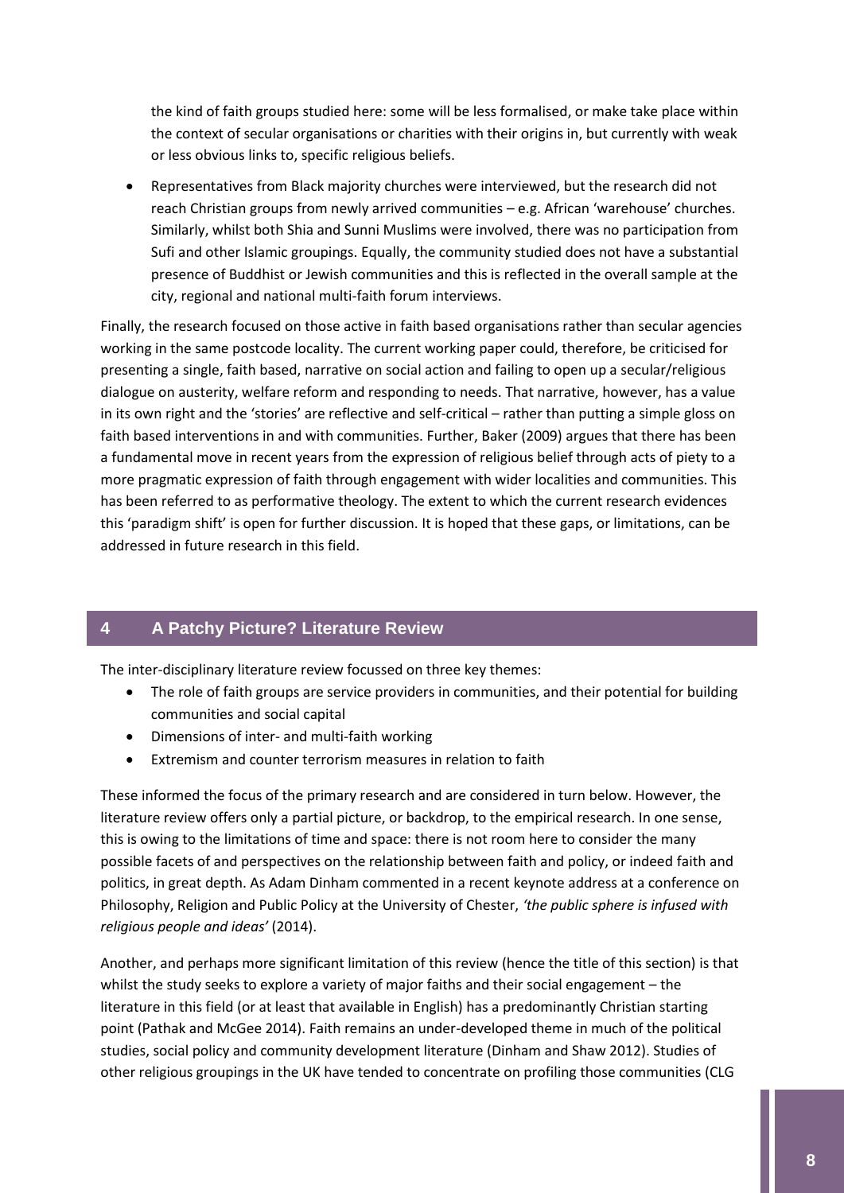the kind of faith groups studied here: some will be less formalised, or make take place within the context of secular organisations or charities with their origins in, but currently with weak or less obvious links to, specific religious beliefs.

- Representatives from Black majority churches were interviewed, but the research did not reach Christian groups from newly arrived communities – e.g. African 'warehouse' churches. Similarly, whilst both Shia and Sunni Muslims were involved, there was no participation from Sufi and other Islamic groupings. Equally, the community studied does not have a substantial presence of Buddhist or Jewish communities and this is reflected in the overall sample at the city, regional and national multi-faith forum interviews.

Finally, the research focused on those active in faith based organisations rather than secular agencies working in the same postcode locality. The current working paper could, therefore, be criticised for presenting a single, faith based, narrative on social action and failing to open up a secular/religious dialogue on austerity, welfare reform and responding to needs. That narrative, however, has a value in its own right and the 'stories' are reflective and self-critical – rather than putting a simple gloss on faith based interventions in and with communities. Further, Baker (2009) argues that there has been a fundamental move in recent years from the expression of religious belief through acts of piety to a more pragmatic expression of faith through engagement with wider localities and communities. This has been referred to as performative theology. The extent to which the current research evidences this 'paradigm shift' is open for further discussion. It is hoped that these gaps, or limitations, can be addressed in future research in this field.

## 4 A Patchy Picture? Literature Review

The inter-disciplinary literature review focussed on three key themes:

- The role of faith groups are service providers in communities, and their potential for building communities and social capital
- Dimensions of inter- and multi-faith working
- Extremism and counter terrorism measures in relation to faith

These informed the focus of the primary research and are considered in turn below. However, the literature review offers only a partial picture, or backdrop, to the empirical research. In one sense, this is owing to the limitations of time and space: there is not room here to consider the many possible facets of and perspectives on the relationship between faith and policy, or indeed faith and politics, in great depth. As Adam Dinham commented in a recent keynote address at a conference on Philosophy, Religion and Public Policy at the University of Chester, *'the public sphere is infused with religious people and ideas'* (2014).

Another, and perhaps more significant limitation of this review (hence the title of this section) is that whilst the study seeks to explore a variety of major faiths and their social engagement – the literature in this field (or at least that available in English) has a predominantly Christian starting point (Pathak and McGee 2014). Faith remains an under-developed theme in much of the political studies, social policy and community development literature (Dinham and Shaw 2012). Studies of other religious groupings in the UK have tended to concentrate on profiling those communities (CLG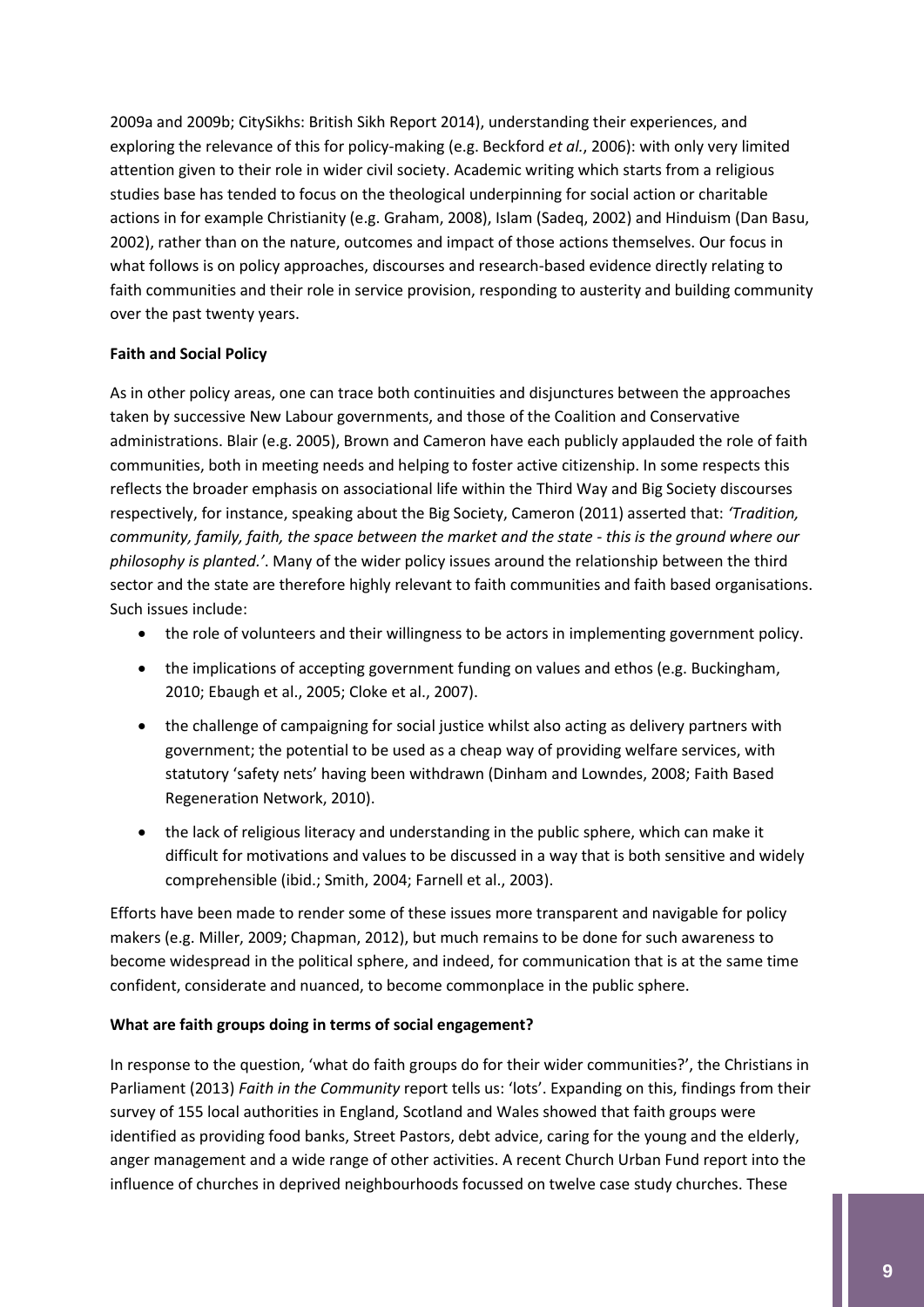2009a and 2009b; CitySikhs: British Sikh Report 2014), understanding their experiences, and exploring the relevance of this for policy-making (e.g. Beckford *et al.*, 2006): with only very limited attention given to their role in wider civil society. Academic writing which starts from a religious studies base has tended to focus on the theological underpinning for social action or charitable actions in for example Christianity (e.g. Graham, 2008), Islam (Sadeq, 2002) and Hinduism (Dan Basu, 2002), rather than on the nature, outcomes and impact of those actions themselves. Our focus in what follows is on policy approaches, discourses and research-based evidence directly relating to faith communities and their role in service provision, responding to austerity and building community over the past twenty years.

**Faith and Social Policy**

As in other policy areas, one can trace both continuities and disjunctures between the approaches taken by successive New Labour governments, and those of the Coalition and Conservative administrations. Blair (e.g. 2005), Brown and Cameron have each publicly applauded the role of faith communities, both in meeting needs and helping to foster active citizenship. In some respects this reflects the broader emphasis on associational life within the Third Way and Big Society discourses respectively, for instance, speaking about the Big Society, Cameron (2011) asserted that: *'Tradition, community, family, faith, the space between the market and the state - this is the ground where our philosophy is planted.'*. Many of the wider policy issues around the relationship between the third sector and the state are therefore highly relevant to faith communities and faith based organisations. Such issues include:

- the role of volunteers and their willingness to be actors in implementing government policy.
- the implications of accepting government funding on values and ethos (e.g. Buckingham, 2010; Ebaugh et al., 2005; Cloke et al., 2007).
- the challenge of campaigning for social justice whilst also acting as delivery partners with government; the potential to be used as a cheap way of providing welfare services, with statutory 'safety nets' having been withdrawn (Dinham and Lowndes, 2008; Faith Based Regeneration Network, 2010).
- the lack of religious literacy and understanding in the public sphere, which can make it difficult for motivations and values to be discussed in a way that is both sensitive and widely comprehensible (ibid.; Smith, 2004; Farnell et al., 2003).

Efforts have been made to render some of these issues more transparent and navigable for policy makers (e.g. Miller, 2009; Chapman, 2012), but much remains to be done for such awareness to become widespread in the political sphere, and indeed, for communication that is at the same time confident, considerate and nuanced, to become commonplace in the public sphere.

**What are faith groups doing in terms of social engagement?**

In response to the question, 'what do faith groups do for their wider communities?', the Christians in Parliament (2013) *Faith in the Community* report tells us: 'lots'. Expanding on this, findings from their survey of 155 local authorities in England, Scotland and Wales showed that faith groups were identified as providing food banks, Street Pastors, debt advice, caring for the young and the elderly, anger management and a wide range of other activities. A recent Church Urban Fund report into the influence of churches in deprived neighbourhoods focussed on twelve case study churches. These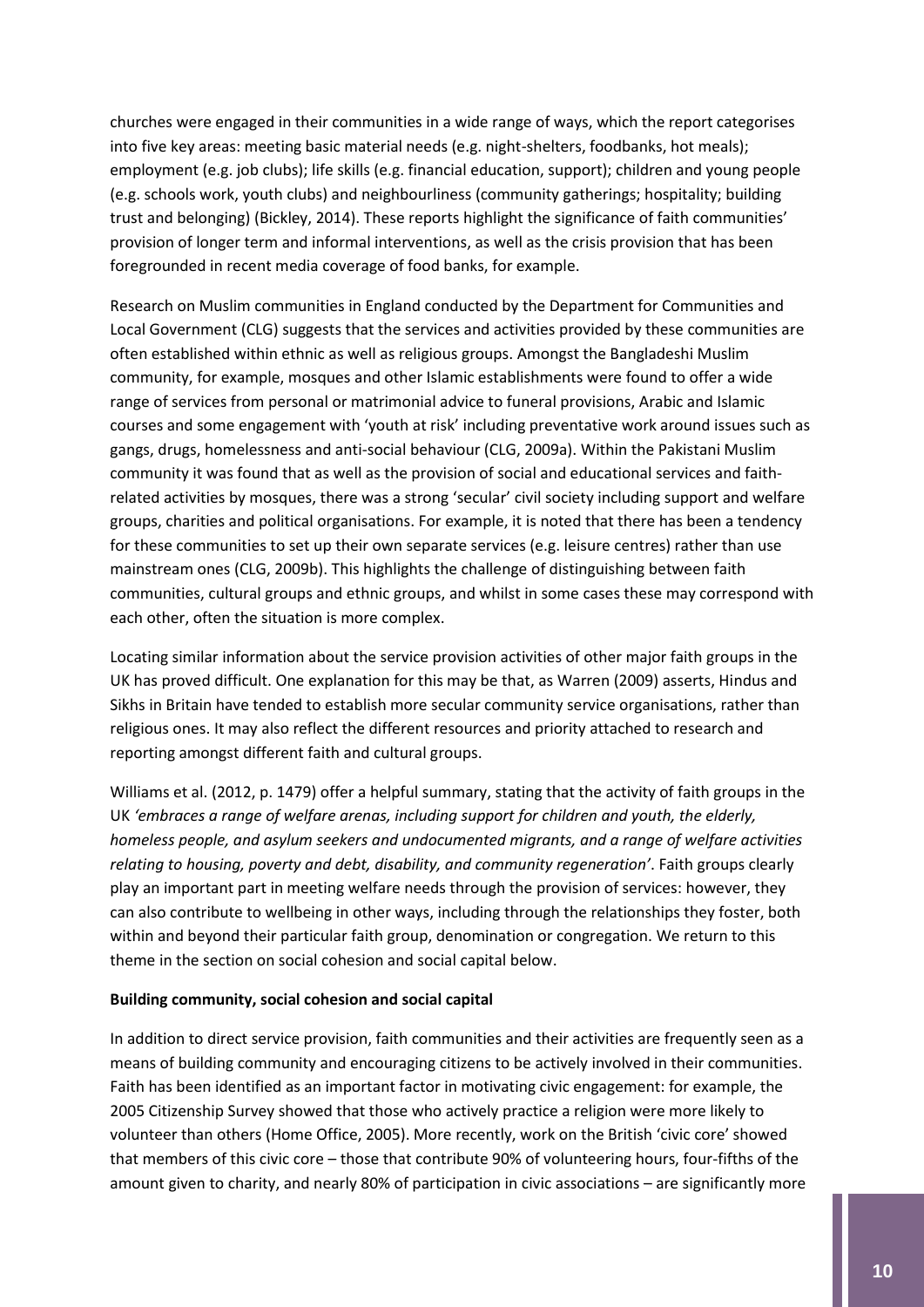churches were engaged in their communities in a wide range of ways, which the report categorises into five key areas: meeting basic material needs (e.g. night-shelters, foodbanks, hot meals); employment (e.g. job clubs); life skills (e.g. financial education, support); children and young people (e.g. schools work, youth clubs) and neighbourliness (community gatherings; hospitality; building trust and belonging) (Bickley, 2014). These reports highlight the significance of faith communities' provision of longer term and informal interventions, as well as the crisis provision that has been foregrounded in recent media coverage of food banks, for example.

Research on Muslim communities in England conducted by the Department for Communities and Local Government (CLG) suggests that the services and activities provided by these communities are often established within ethnic as well as religious groups. Amongst the Bangladeshi Muslim community, for example, mosques and other Islamic establishments were found to offer a wide range of services from personal or matrimonial advice to funeral provisions, Arabic and Islamic courses and some engagement with 'youth at risk' including preventative work around issues such as gangs, drugs, homelessness and anti-social behaviour (CLG, 2009a). Within the Pakistani Muslim community it was found that as well as the provision of social and educational services and faith-related activities by mosques, there was a strong 'secular' civil society including support and welfare groups, charities and political organisations. For example, it is noted that there has been a tendency for these communities to set up their own separate services (e.g. leisure centres) rather than use mainstream ones (CLG, 2009b). This highlights the challenge of distinguishing between faith communities, cultural groups and ethnic groups, and whilst in some cases these may correspond with each other, often the situation is more complex.

Locating similar information about the service provision activities of other major faith groups in the UK has proved difficult. One explanation for this may be that, as Warren (2009) asserts, Hindus and Sikhs in Britain have tended to establish more secular community service organisations, rather than religious ones. It may also reflect the different resources and priority attached to research and reporting amongst different faith and cultural groups.

Williams et al. (2012, p. 1479) offer a helpful summary, stating that the activity of faith groups in the UK *'embraces a range of welfare arenas, including support for children and youth, the elderly, homeless people, and asylum seekers and undocumented migrants, and a range of welfare activities relating to housing, poverty and debt, disability, and community regeneration'*. Faith groups clearly play an important part in meeting welfare needs through the provision of services: however, they can also contribute to wellbeing in other ways, including through the relationships they foster, both within and beyond their particular faith group, denomination or congregation. We return to this theme in the section on social cohesion and social capital below.

**Building community, social cohesion and social capital**

In addition to direct service provision, faith communities and their activities are frequently seen as a means of building community and encouraging citizens to be actively involved in their communities. Faith has been identified as an important factor in motivating civic engagement: for example, the 2005 Citizenship Survey showed that those who actively practice a religion were more likely to volunteer than others (Home Office, 2005). More recently, work on the British 'civic core' showed that members of this civic core – those that contribute 90% of volunteering hours, four-fifths of the amount given to charity, and nearly 80% of participation in civic associations – are significantly more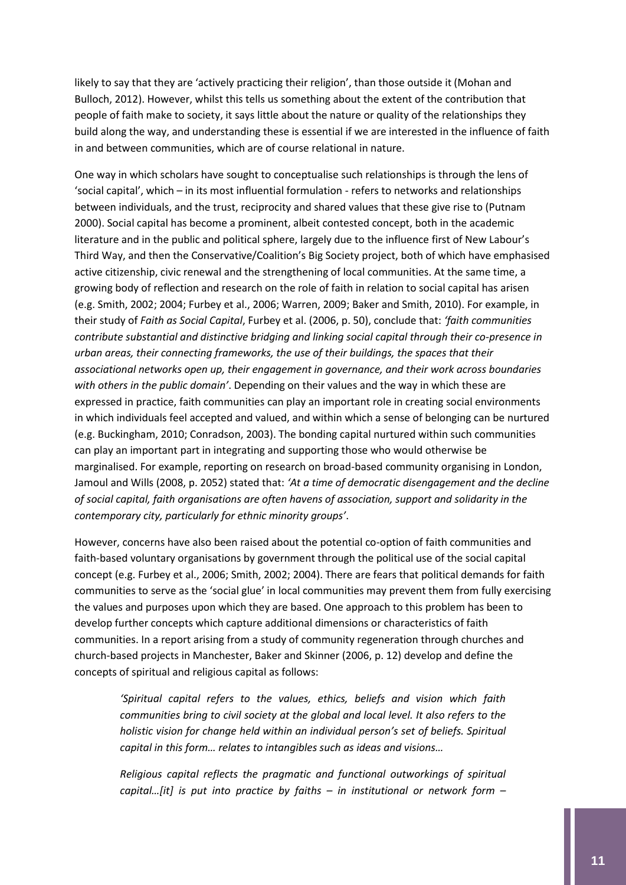likely to say that they are 'actively practicing their religion', than those outside it (Mohan and Bulloch, 2012). However, whilst this tells us something about the extent of the contribution that people of faith make to society, it says little about the nature or quality of the relationships they build along the way, and understanding these is essential if we are interested in the influence of faith in and between communities, which are of course relational in nature.

One way in which scholars have sought to conceptualise such relationships is through the lens of 'social capital', which – in its most influential formulation - refers to networks and relationships between individuals, and the trust, reciprocity and shared values that these give rise to (Putnam 2000). Social capital has become a prominent, albeit contested concept, both in the academic literature and in the public and political sphere, largely due to the influence first of New Labour's Third Way, and then the Conservative/Coalition's Big Society project, both of which have emphasised active citizenship, civic renewal and the strengthening of local communities. At the same time, a growing body of reflection and research on the role of faith in relation to social capital has arisen (e.g. Smith, 2002; 2004; Furbey et al., 2006; Warren, 2009; Baker and Smith, 2010). For example, in their study of *Faith as Social Capital*, Furbey et al. (2006, p. 50), conclude that: *'faith communities contribute substantial and distinctive bridging and linking social capital through their co-presence in urban areas, their connecting frameworks, the use of their buildings, the spaces that their associational networks open up, their engagement in governance, and their work across boundaries with others in the public domain'*. Depending on their values and the way in which these are expressed in practice, faith communities can play an important role in creating social environments in which individuals feel accepted and valued, and within which a sense of belonging can be nurtured (e.g. Buckingham, 2010; Conradson, 2003). The bonding capital nurtured within such communities can play an important part in integrating and supporting those who would otherwise be marginalised. For example, reporting on research on broad-based community organising in London, Jamoul and Wills (2008, p. 2052) stated that: *'At a time of democratic disengagement and the decline of social capital, faith organisations are often havens of association, support and solidarity in the contemporary city, particularly for ethnic minority groups'*.

However, concerns have also been raised about the potential co-option of faith communities and faith-based voluntary organisations by government through the political use of the social capital concept (e.g. Furbey et al., 2006; Smith, 2002; 2004). There are fears that political demands for faith communities to serve as the 'social glue' in local communities may prevent them from fully exercising the values and purposes upon which they are based. One approach to this problem has been to develop further concepts which capture additional dimensions or characteristics of faith communities. In a report arising from a study of community regeneration through churches and church-based projects in Manchester, Baker and Skinner (2006, p. 12) develop and define the concepts of spiritual and religious capital as follows:

> *'Spiritual capital refers to the values, ethics, beliefs and vision which faith communities bring to civil society at the global and local level. It also refers to the holistic vision for change held within an individual person's set of beliefs. Spiritual capital in this form… relates to intangibles such as ideas and visions…*
>
> *Religious capital reflects the pragmatic and functional outworkings of spiritual capital…[it] is put into practice by faiths – in institutional or network form –*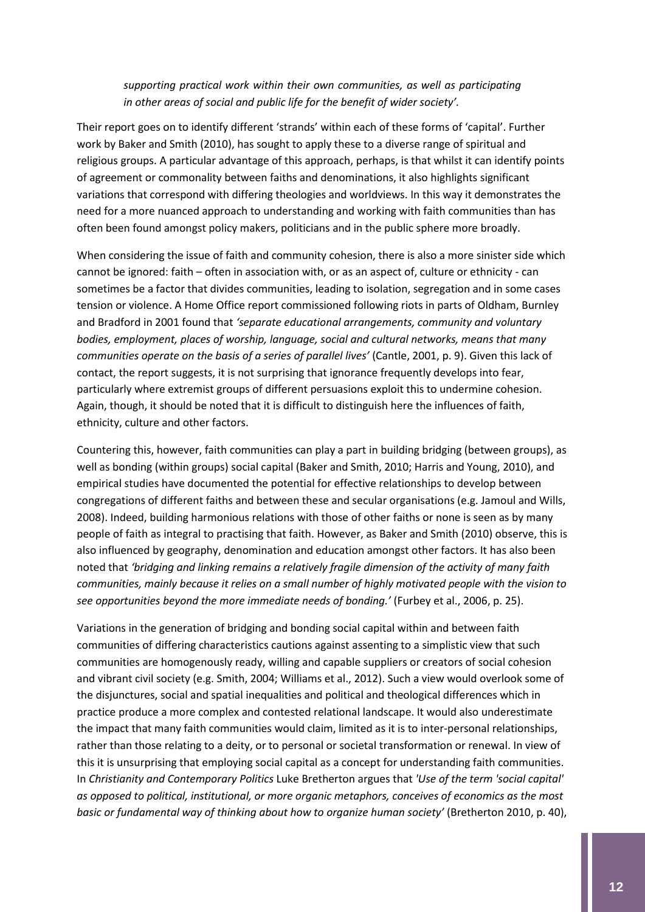*supporting practical work within their own communities, as well as participating in other areas of social and public life for the benefit of wider society'.*

Their report goes on to identify different 'strands' within each of these forms of 'capital'. Further work by Baker and Smith (2010), has sought to apply these to a diverse range of spiritual and religious groups. A particular advantage of this approach, perhaps, is that whilst it can identify points of agreement or commonality between faiths and denominations, it also highlights significant variations that correspond with differing theologies and worldviews. In this way it demonstrates the need for a more nuanced approach to understanding and working with faith communities than has often been found amongst policy makers, politicians and in the public sphere more broadly.

When considering the issue of faith and community cohesion, there is also a more sinister side which cannot be ignored: faith – often in association with, or as an aspect of, culture or ethnicity - can sometimes be a factor that divides communities, leading to isolation, segregation and in some cases tension or violence. A Home Office report commissioned following riots in parts of Oldham, Burnley and Bradford in 2001 found that *'separate educational arrangements, community and voluntary bodies, employment, places of worship, language, social and cultural networks, means that many communities operate on the basis of a series of parallel lives'* (Cantle, 2001, p. 9). Given this lack of contact, the report suggests, it is not surprising that ignorance frequently develops into fear, particularly where extremist groups of different persuasions exploit this to undermine cohesion. Again, though, it should be noted that it is difficult to distinguish here the influences of faith, ethnicity, culture and other factors.

Countering this, however, faith communities can play a part in building bridging (between groups), as well as bonding (within groups) social capital (Baker and Smith, 2010; Harris and Young, 2010), and empirical studies have documented the potential for effective relationships to develop between congregations of different faiths and between these and secular organisations (e.g. Jamoul and Wills, 2008). Indeed, building harmonious relations with those of other faiths or none is seen as by many people of faith as integral to practising that faith. However, as Baker and Smith (2010) observe, this is also influenced by geography, denomination and education amongst other factors. It has also been noted that *'bridging and linking remains a relatively fragile dimension of the activity of many faith communities, mainly because it relies on a small number of highly motivated people with the vision to see opportunities beyond the more immediate needs of bonding.'* (Furbey et al., 2006, p. 25).

Variations in the generation of bridging and bonding social capital within and between faith communities of differing characteristics cautions against assenting to a simplistic view that such communities are homogenously ready, willing and capable suppliers or creators of social cohesion and vibrant civil society (e.g. Smith, 2004; Williams et al., 2012). Such a view would overlook some of the disjunctures, social and spatial inequalities and political and theological differences which in practice produce a more complex and contested relational landscape. It would also underestimate the impact that many faith communities would claim, limited as it is to inter-personal relationships, rather than those relating to a deity, or to personal or societal transformation or renewal. In view of this it is unsurprising that employing social capital as a concept for understanding faith communities. In *Christianity and Contemporary Politics* Luke Bretherton argues that *'Use of the term 'social capital' as opposed to political, institutional, or more organic metaphors, conceives of economics as the most basic or fundamental way of thinking about how to organize human society'* (Bretherton 2010, p. 40),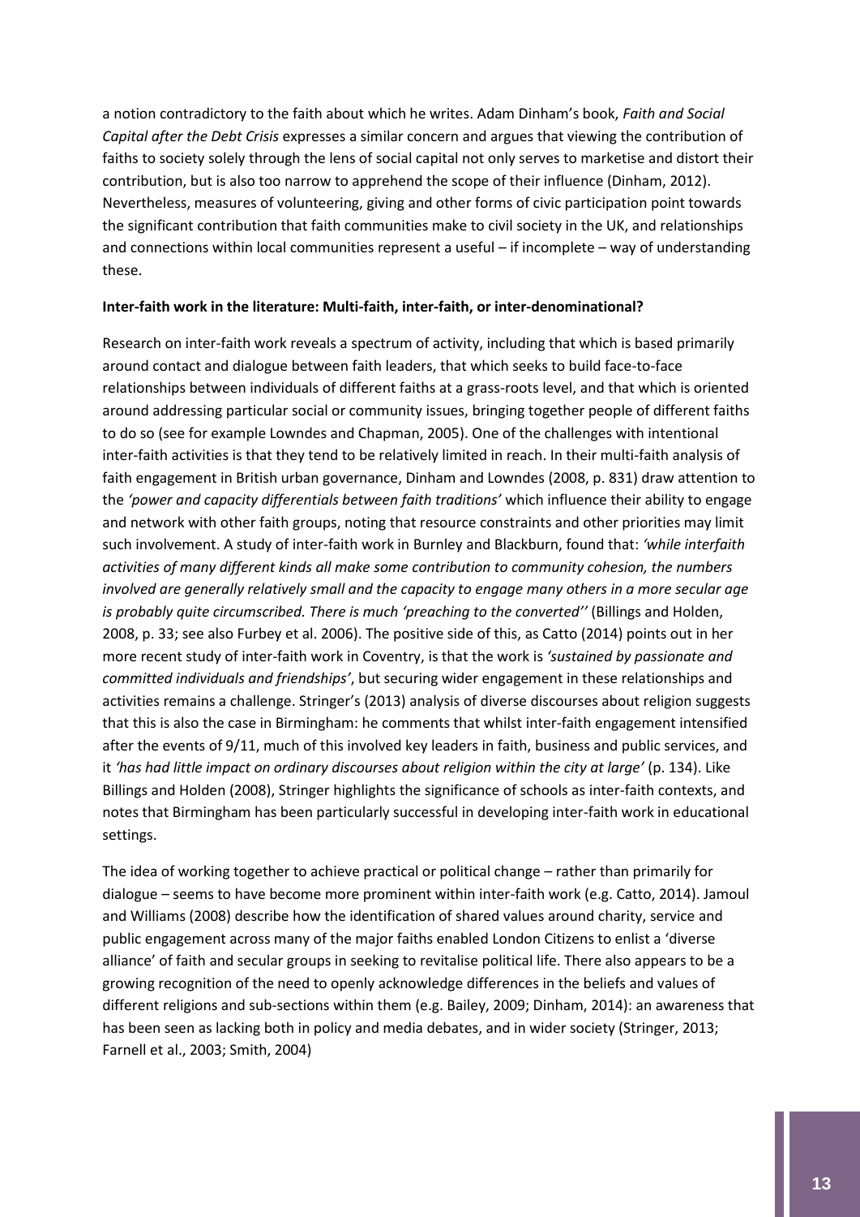a notion contradictory to the faith about which he writes. Adam Dinham's book, *Faith and Social Capital after the Debt Crisis* expresses a similar concern and argues that viewing the contribution of faiths to society solely through the lens of social capital not only serves to marketise and distort their contribution, but is also too narrow to apprehend the scope of their influence (Dinham, 2012). Nevertheless, measures of volunteering, giving and other forms of civic participation point towards the significant contribution that faith communities make to civil society in the UK, and relationships and connections within local communities represent a useful – if incomplete – way of understanding these.

**Inter-faith work in the literature: Multi-faith, inter-faith, or inter-denominational?**

Research on inter-faith work reveals a spectrum of activity, including that which is based primarily around contact and dialogue between faith leaders, that which seeks to build face-to-face relationships between individuals of different faiths at a grass-roots level, and that which is oriented around addressing particular social or community issues, bringing together people of different faiths to do so (see for example Lowndes and Chapman, 2005). One of the challenges with intentional inter-faith activities is that they tend to be relatively limited in reach. In their multi-faith analysis of faith engagement in British urban governance, Dinham and Lowndes (2008, p. 831) draw attention to the *'power and capacity differentials between faith traditions'* which influence their ability to engage and network with other faith groups, noting that resource constraints and other priorities may limit such involvement. A study of inter-faith work in Burnley and Blackburn, found that: *'while interfaith activities of many different kinds all make some contribution to community cohesion, the numbers involved are generally relatively small and the capacity to engage many others in a more secular age is probably quite circumscribed. There is much 'preaching to the converted''* (Billings and Holden, 2008, p. 33; see also Furbey et al. 2006). The positive side of this, as Catto (2014) points out in her more recent study of inter-faith work in Coventry, is that the work is *'sustained by passionate and committed individuals and friendships'*, but securing wider engagement in these relationships and activities remains a challenge. Stringer's (2013) analysis of diverse discourses about religion suggests that this is also the case in Birmingham: he comments that whilst inter-faith engagement intensified after the events of 9/11, much of this involved key leaders in faith, business and public services, and it *'has had little impact on ordinary discourses about religion within the city at large'* (p. 134). Like Billings and Holden (2008), Stringer highlights the significance of schools as inter-faith contexts, and notes that Birmingham has been particularly successful in developing inter-faith work in educational settings.

The idea of working together to achieve practical or political change – rather than primarily for dialogue – seems to have become more prominent within inter-faith work (e.g. Catto, 2014). Jamoul and Williams (2008) describe how the identification of shared values around charity, service and public engagement across many of the major faiths enabled London Citizens to enlist a 'diverse alliance' of faith and secular groups in seeking to revitalise political life. There also appears to be a growing recognition of the need to openly acknowledge differences in the beliefs and values of different religions and sub-sections within them (e.g. Bailey, 2009; Dinham, 2014): an awareness that has been seen as lacking both in policy and media debates, and in wider society (Stringer, 2013; Farnell et al., 2003; Smith, 2004)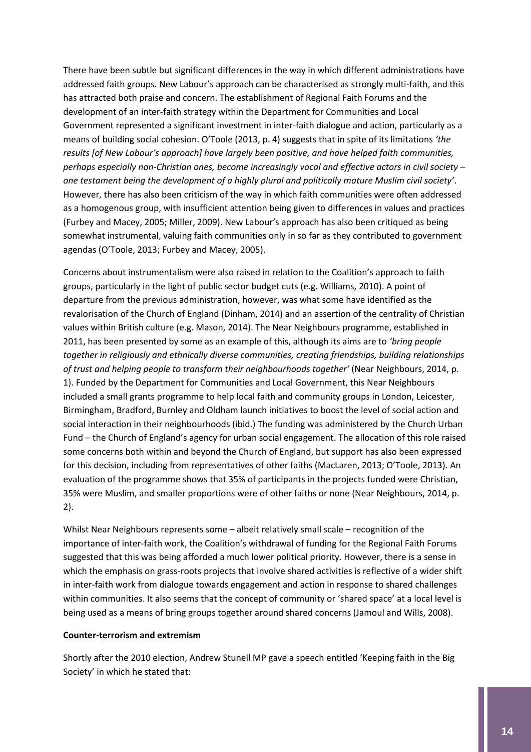There have been subtle but significant differences in the way in which different administrations have addressed faith groups. New Labour's approach can be characterised as strongly multi-faith, and this has attracted both praise and concern. The establishment of Regional Faith Forums and the development of an inter-faith strategy within the Department for Communities and Local Government represented a significant investment in inter-faith dialogue and action, particularly as a means of building social cohesion. O'Toole (2013, p. 4) suggests that in spite of its limitations *'the results [of New Labour's approach] have largely been positive, and have helped faith communities, perhaps especially non-Christian ones, become increasingly vocal and effective actors in civil society – one testament being the development of a highly plural and politically mature Muslim civil society'*. However, there has also been criticism of the way in which faith communities were often addressed as a homogenous group, with insufficient attention being given to differences in values and practices (Furbey and Macey, 2005; Miller, 2009). New Labour's approach has also been critiqued as being somewhat instrumental, valuing faith communities only in so far as they contributed to government agendas (O'Toole, 2013; Furbey and Macey, 2005).

Concerns about instrumentalism were also raised in relation to the Coalition's approach to faith groups, particularly in the light of public sector budget cuts (e.g. Williams, 2010). A point of departure from the previous administration, however, was what some have identified as the revalorisation of the Church of England (Dinham, 2014) and an assertion of the centrality of Christian values within British culture (e.g. Mason, 2014). The Near Neighbours programme, established in 2011, has been presented by some as an example of this, although its aims are to *'bring people together in religiously and ethnically diverse communities, creating friendships, building relationships of trust and helping people to transform their neighbourhoods together'* (Near Neighbours, 2014, p. 1). Funded by the Department for Communities and Local Government, this Near Neighbours included a small grants programme to help local faith and community groups in London, Leicester, Birmingham, Bradford, Burnley and Oldham launch initiatives to boost the level of social action and social interaction in their neighbourhoods (ibid.) The funding was administered by the Church Urban Fund – the Church of England's agency for urban social engagement. The allocation of this role raised some concerns both within and beyond the Church of England, but support has also been expressed for this decision, including from representatives of other faiths (MacLaren, 2013; O'Toole, 2013). An evaluation of the programme shows that 35% of participants in the projects funded were Christian, 35% were Muslim, and smaller proportions were of other faiths or none (Near Neighbours, 2014, p. 2).

Whilst Near Neighbours represents some – albeit relatively small scale – recognition of the importance of inter-faith work, the Coalition's withdrawal of funding for the Regional Faith Forums suggested that this was being afforded a much lower political priority. However, there is a sense in which the emphasis on grass-roots projects that involve shared activities is reflective of a wider shift in inter-faith work from dialogue towards engagement and action in response to shared challenges within communities. It also seems that the concept of community or 'shared space' at a local level is being used as a means of bring groups together around shared concerns (Jamoul and Wills, 2008).

**Counter-terrorism and extremism**

Shortly after the 2010 election, Andrew Stunell MP gave a speech entitled 'Keeping faith in the Big Society' in which he stated that: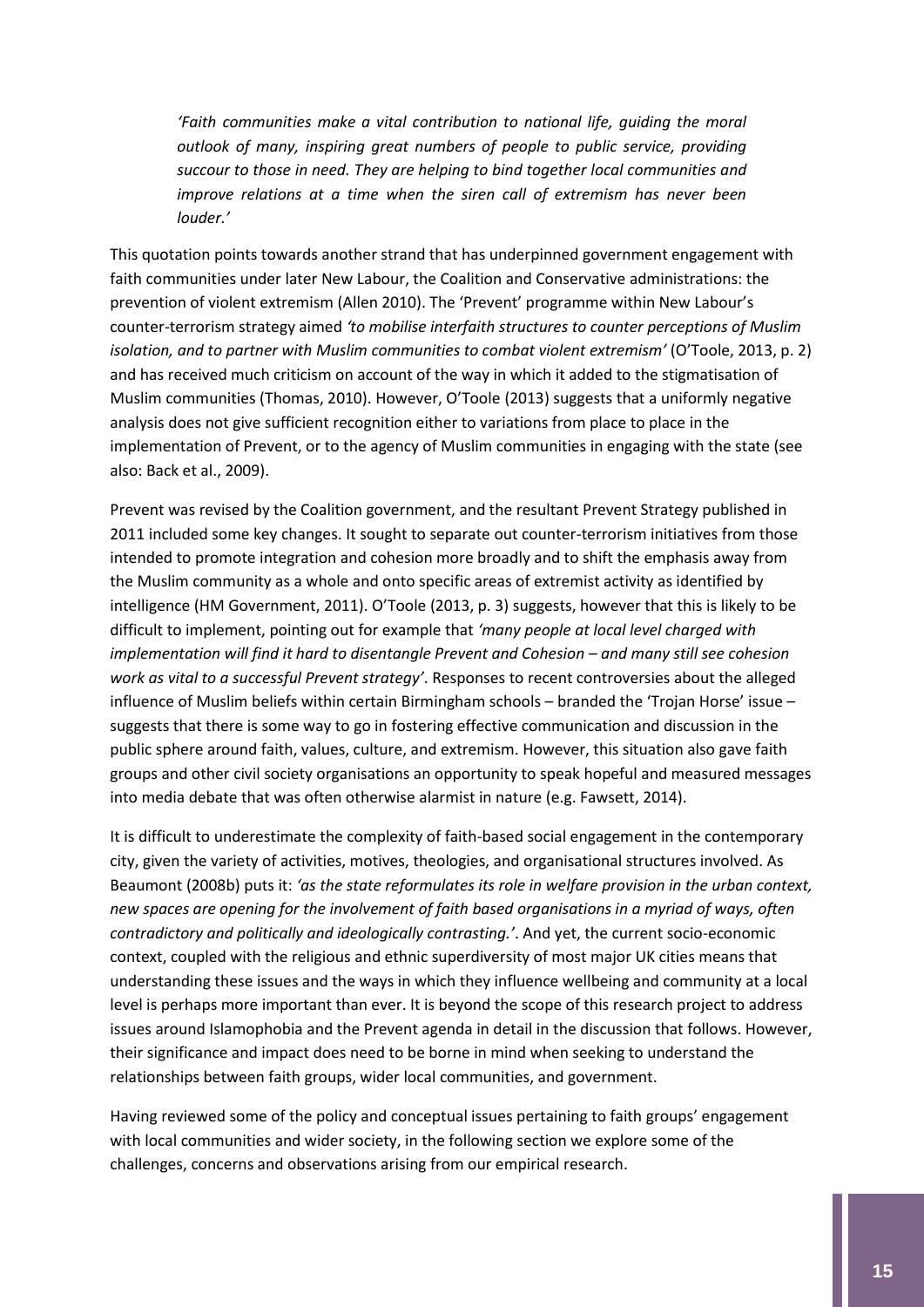> *'Faith communities make a vital contribution to national life, guiding the moral outlook of many, inspiring great numbers of people to public service, providing succour to those in need. They are helping to bind together local communities and improve relations at a time when the siren call of extremism has never been louder.'*

This quotation points towards another strand that has underpinned government engagement with faith communities under later New Labour, the Coalition and Conservative administrations: the prevention of violent extremism (Allen 2010). The 'Prevent' programme within New Labour's counter-terrorism strategy aimed *'to mobilise interfaith structures to counter perceptions of Muslim isolation, and to partner with Muslim communities to combat violent extremism'* (O'Toole, 2013, p. 2) and has received much criticism on account of the way in which it added to the stigmatisation of Muslim communities (Thomas, 2010). However, O'Toole (2013) suggests that a uniformly negative analysis does not give sufficient recognition either to variations from place to place in the implementation of Prevent, or to the agency of Muslim communities in engaging with the state (see also: Back et al., 2009).

Prevent was revised by the Coalition government, and the resultant Prevent Strategy published in 2011 included some key changes. It sought to separate out counter-terrorism initiatives from those intended to promote integration and cohesion more broadly and to shift the emphasis away from the Muslim community as a whole and onto specific areas of extremist activity as identified by intelligence (HM Government, 2011). O'Toole (2013, p. 3) suggests, however that this is likely to be difficult to implement, pointing out for example that *'many people at local level charged with implementation will find it hard to disentangle Prevent and Cohesion – and many still see cohesion work as vital to a successful Prevent strategy'*. Responses to recent controversies about the alleged influence of Muslim beliefs within certain Birmingham schools – branded the 'Trojan Horse' issue – suggests that there is some way to go in fostering effective communication and discussion in the public sphere around faith, values, culture, and extremism. However, this situation also gave faith groups and other civil society organisations an opportunity to speak hopeful and measured messages into media debate that was often otherwise alarmist in nature (e.g. Fawsett, 2014).

It is difficult to underestimate the complexity of faith-based social engagement in the contemporary city, given the variety of activities, motives, theologies, and organisational structures involved. As Beaumont (2008b) puts it: *'as the state reformulates its role in welfare provision in the urban context, new spaces are opening for the involvement of faith based organisations in a myriad of ways, often contradictory and politically and ideologically contrasting.'*. And yet, the current socio-economic context, coupled with the religious and ethnic superdiversity of most major UK cities means that understanding these issues and the ways in which they influence wellbeing and community at a local level is perhaps more important than ever. It is beyond the scope of this research project to address issues around Islamophobia and the Prevent agenda in detail in the discussion that follows. However, their significance and impact does need to be borne in mind when seeking to understand the relationships between faith groups, wider local communities, and government.

Having reviewed some of the policy and conceptual issues pertaining to faith groups' engagement with local communities and wider society, in the following section we explore some of the challenges, concerns and observations arising from our empirical research.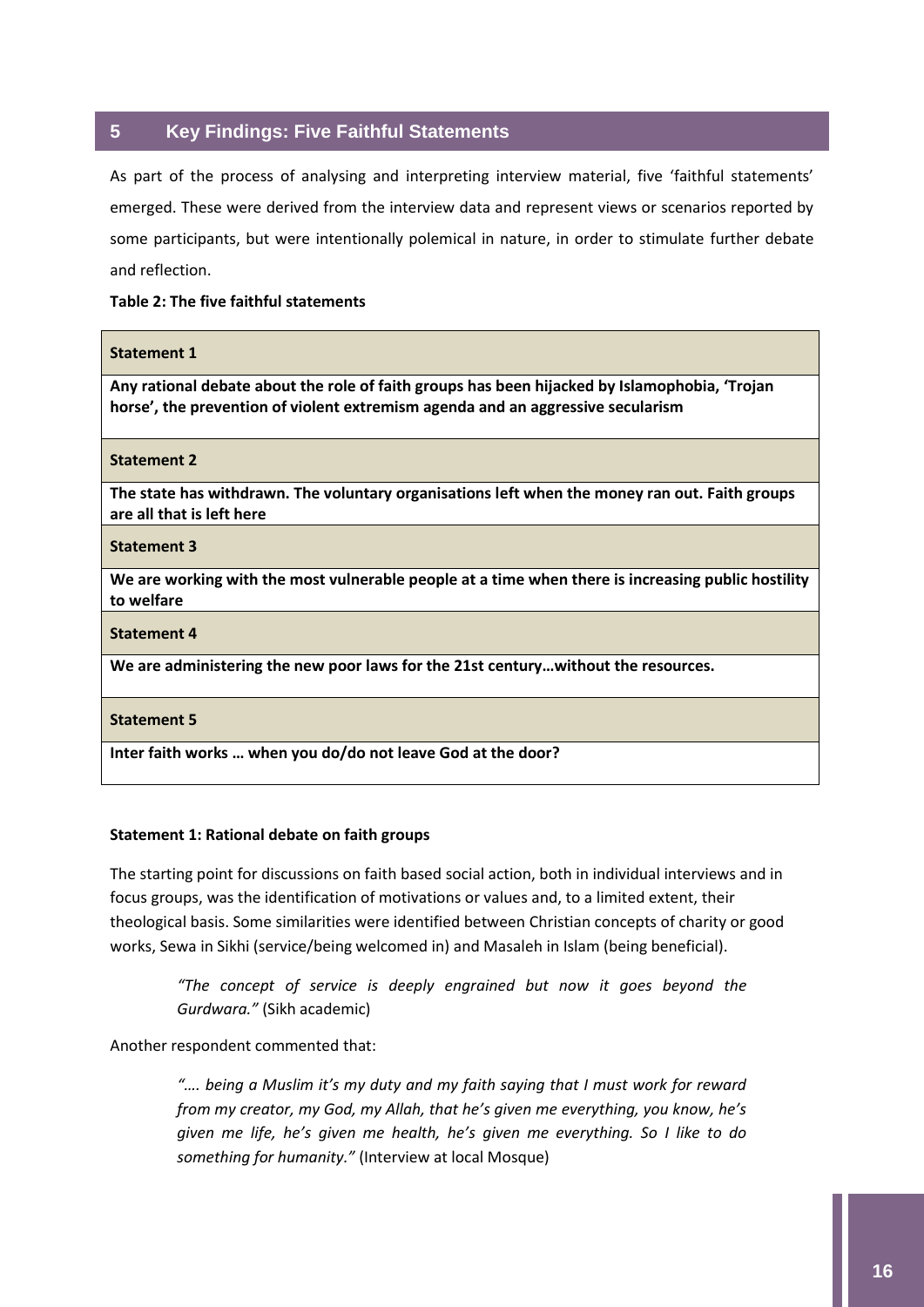## 5 Key Findings: Five Faithful Statements

As part of the process of analysing and interpreting interview material, five 'faithful statements' emerged. These were derived from the interview data and represent views or scenarios reported by some participants, but were intentionally polemical in nature, in order to stimulate further debate and reflection.

**Table 2: The five faithful statements**

| **Statement 1** |
|---|
| **Any rational debate about the role of faith groups has been hijacked by Islamophobia, 'Trojan horse', the prevention of violent extremism agenda and an aggressive secularism** |
| **Statement 2** |
| **The state has withdrawn. The voluntary organisations left when the money ran out. Faith groups are all that is left here** |
| **Statement 3** |
| **We are working with the most vulnerable people at a time when there is increasing public hostility to welfare** |
| **Statement 4** |
| **We are administering the new poor laws for the 21st century…without the resources.** |
| **Statement 5** |
| **Inter faith works … when you do/do not leave God at the door?** |

**Statement 1: Rational debate on faith groups**

The starting point for discussions on faith based social action, both in individual interviews and in focus groups, was the identification of motivations or values and, to a limited extent, their theological basis. Some similarities were identified between Christian concepts of charity or good works, Sewa in Sikhi (service/being welcomed in) and Masaleh in Islam (being beneficial).

> *"The concept of service is deeply engrained but now it goes beyond the Gurdwara."* (Sikh academic)

Another respondent commented that:

> *"…. being a Muslim it's my duty and my faith saying that I must work for reward from my creator, my God, my Allah, that he's given me everything, you know, he's given me life, he's given me health, he's given me everything. So I like to do something for humanity."* (Interview at local Mosque)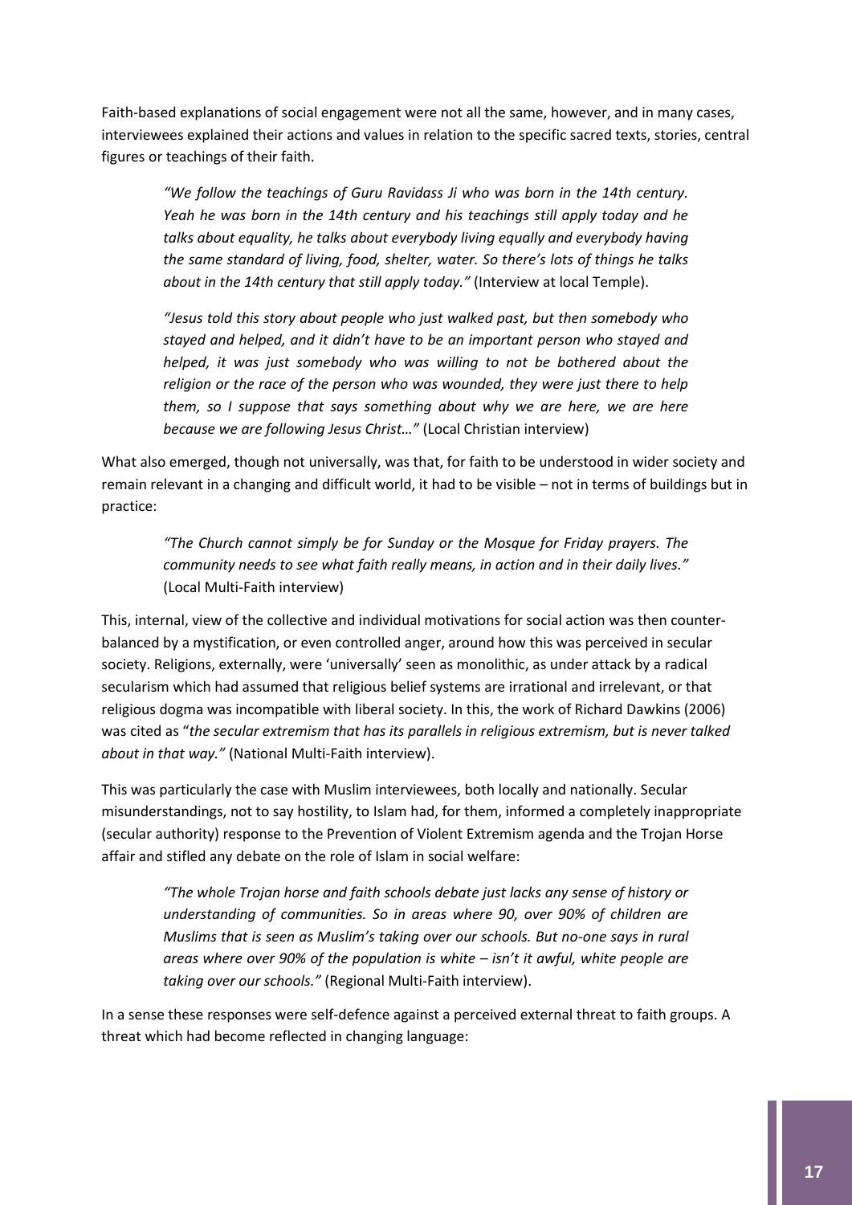Faith-based explanations of social engagement were not all the same, however, and in many cases, interviewees explained their actions and values in relation to the specific sacred texts, stories, central figures or teachings of their faith.

> *"We follow the teachings of Guru Ravidass Ji who was born in the 14th century. Yeah he was born in the 14th century and his teachings still apply today and he talks about equality, he talks about everybody living equally and everybody having the same standard of living, food, shelter, water. So there's lots of things he talks about in the 14th century that still apply today."* (Interview at local Temple).

> *"Jesus told this story about people who just walked past, but then somebody who stayed and helped, and it didn't have to be an important person who stayed and helped, it was just somebody who was willing to not be bothered about the religion or the race of the person who was wounded, they were just there to help them, so I suppose that says something about why we are here, we are here because we are following Jesus Christ…"* (Local Christian interview)

What also emerged, though not universally, was that, for faith to be understood in wider society and remain relevant in a changing and difficult world, it had to be visible – not in terms of buildings but in practice:

> *"The Church cannot simply be for Sunday or the Mosque for Friday prayers. The community needs to see what faith really means, in action and in their daily lives."* (Local Multi-Faith interview)

This, internal, view of the collective and individual motivations for social action was then counter-balanced by a mystification, or even controlled anger, around how this was perceived in secular society. Religions, externally, were 'universally' seen as monolithic, as under attack by a radical secularism which had assumed that religious belief systems are irrational and irrelevant, or that religious dogma was incompatible with liberal society. In this, the work of Richard Dawkins (2006) was cited as "*the secular extremism that has its parallels in religious extremism, but is never talked about in that way."* (National Multi-Faith interview).

This was particularly the case with Muslim interviewees, both locally and nationally. Secular misunderstandings, not to say hostility, to Islam had, for them, informed a completely inappropriate (secular authority) response to the Prevention of Violent Extremism agenda and the Trojan Horse affair and stifled any debate on the role of Islam in social welfare:

> *"The whole Trojan horse and faith schools debate just lacks any sense of history or understanding of communities. So in areas where 90, over 90% of children are Muslims that is seen as Muslim's taking over our schools. But no-one says in rural areas where over 90% of the population is white – isn't it awful, white people are taking over our schools."* (Regional Multi-Faith interview).

In a sense these responses were self-defence against a perceived external threat to faith groups. A threat which had become reflected in changing language: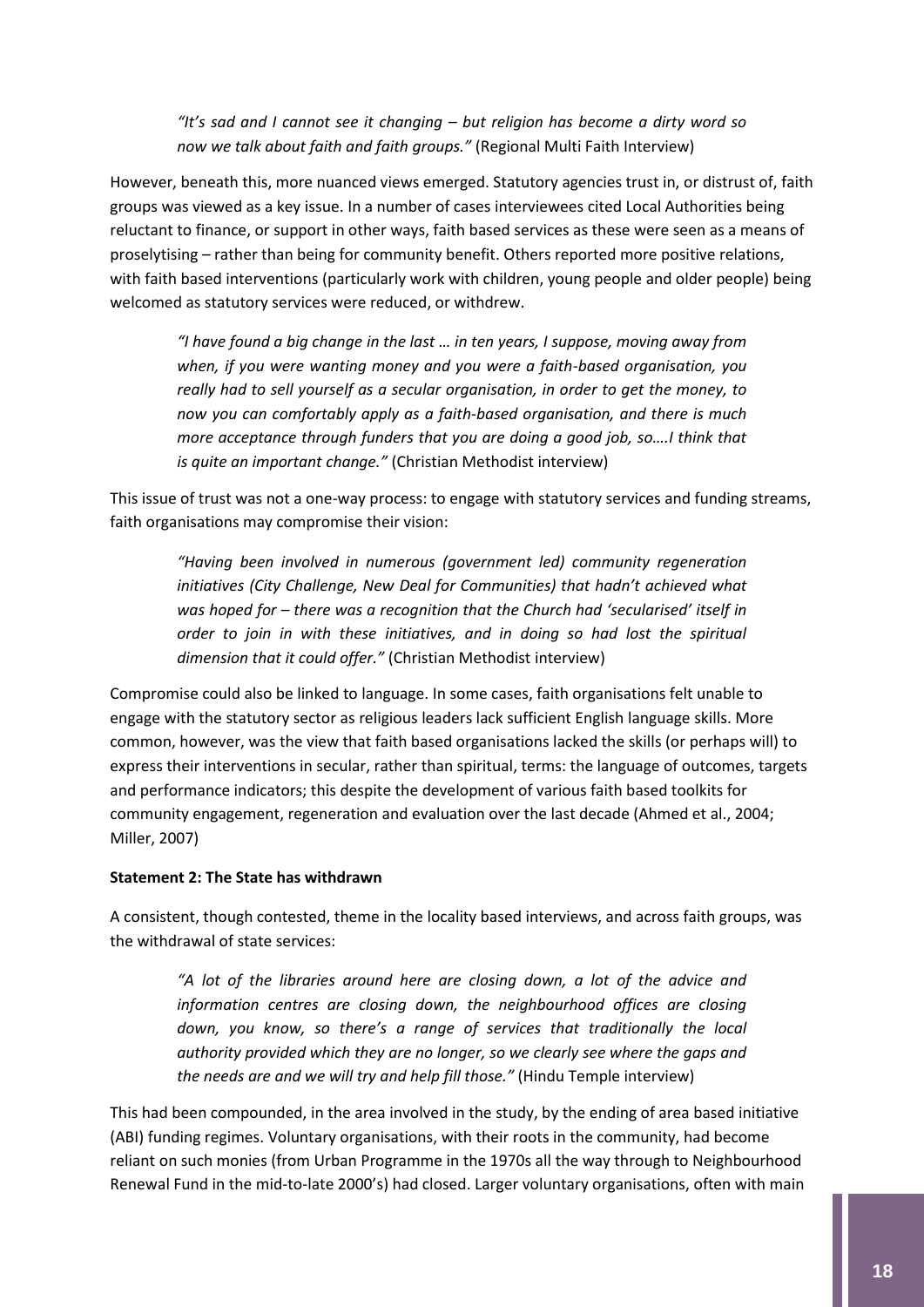> *"It's sad and I cannot see it changing – but religion has become a dirty word so now we talk about faith and faith groups."* (Regional Multi Faith Interview)

However, beneath this, more nuanced views emerged. Statutory agencies trust in, or distrust of, faith groups was viewed as a key issue. In a number of cases interviewees cited Local Authorities being reluctant to finance, or support in other ways, faith based services as these were seen as a means of proselytising – rather than being for community benefit. Others reported more positive relations, with faith based interventions (particularly work with children, young people and older people) being welcomed as statutory services were reduced, or withdrew.

> *"I have found a big change in the last … in ten years, I suppose, moving away from when, if you were wanting money and you were a faith-based organisation, you really had to sell yourself as a secular organisation, in order to get the money, to now you can comfortably apply as a faith-based organisation, and there is much more acceptance through funders that you are doing a good job, so….I think that is quite an important change."* (Christian Methodist interview)

This issue of trust was not a one-way process: to engage with statutory services and funding streams, faith organisations may compromise their vision:

> *"Having been involved in numerous (government led) community regeneration initiatives (City Challenge, New Deal for Communities) that hadn't achieved what was hoped for – there was a recognition that the Church had 'secularised' itself in order to join in with these initiatives, and in doing so had lost the spiritual dimension that it could offer."* (Christian Methodist interview)

Compromise could also be linked to language. In some cases, faith organisations felt unable to engage with the statutory sector as religious leaders lack sufficient English language skills. More common, however, was the view that faith based organisations lacked the skills (or perhaps will) to express their interventions in secular, rather than spiritual, terms: the language of outcomes, targets and performance indicators; this despite the development of various faith based toolkits for community engagement, regeneration and evaluation over the last decade (Ahmed et al., 2004; Miller, 2007)

**Statement 2: The State has withdrawn**

A consistent, though contested, theme in the locality based interviews, and across faith groups, was the withdrawal of state services:

> *"A lot of the libraries around here are closing down, a lot of the advice and information centres are closing down, the neighbourhood offices are closing down, you know, so there's a range of services that traditionally the local authority provided which they are no longer, so we clearly see where the gaps and the needs are and we will try and help fill those."* (Hindu Temple interview)

This had been compounded, in the area involved in the study, by the ending of area based initiative (ABI) funding regimes. Voluntary organisations, with their roots in the community, had become reliant on such monies (from Urban Programme in the 1970s all the way through to Neighbourhood Renewal Fund in the mid-to-late 2000's) had closed. Larger voluntary organisations, often with main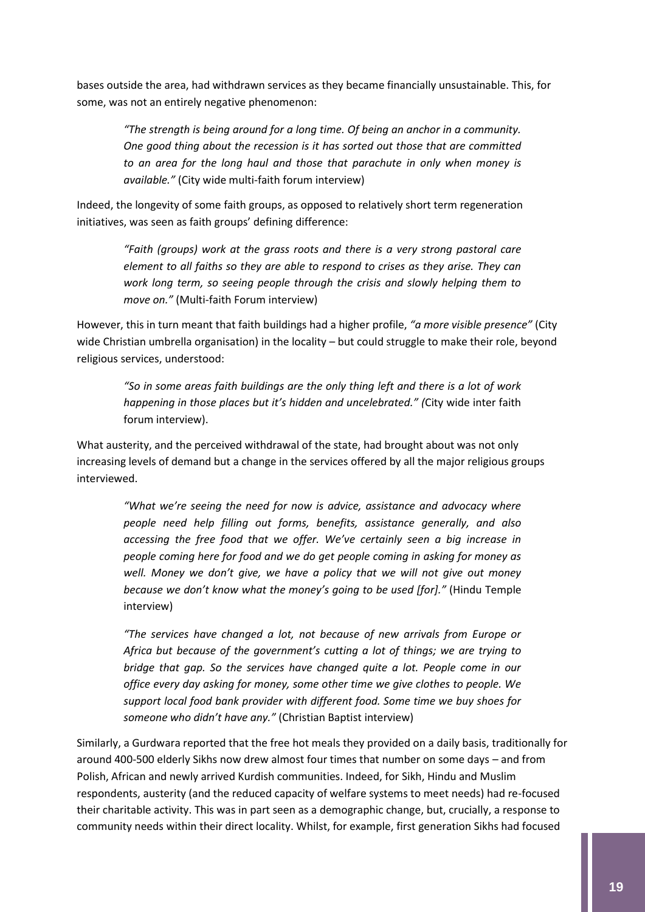bases outside the area, had withdrawn services as they became financially unsustainable. This, for some, was not an entirely negative phenomenon:

> *"The strength is being around for a long time. Of being an anchor in a community. One good thing about the recession is it has sorted out those that are committed to an area for the long haul and those that parachute in only when money is available."* (City wide multi-faith forum interview)

Indeed, the longevity of some faith groups, as opposed to relatively short term regeneration initiatives, was seen as faith groups' defining difference:

> *"Faith (groups) work at the grass roots and there is a very strong pastoral care element to all faiths so they are able to respond to crises as they arise. They can work long term, so seeing people through the crisis and slowly helping them to move on."* (Multi-faith Forum interview)

However, this in turn meant that faith buildings had a higher profile, *"a more visible presence"* (City wide Christian umbrella organisation) in the locality – but could struggle to make their role, beyond religious services, understood:

> *"So in some areas faith buildings are the only thing left and there is a lot of work happening in those places but it's hidden and uncelebrated." (*City wide inter faith forum interview).

What austerity, and the perceived withdrawal of the state, had brought about was not only increasing levels of demand but a change in the services offered by all the major religious groups interviewed.

> *"What we're seeing the need for now is advice, assistance and advocacy where people need help filling out forms, benefits, assistance generally, and also accessing the free food that we offer. We've certainly seen a big increase in people coming here for food and we do get people coming in asking for money as well. Money we don't give, we have a policy that we will not give out money because we don't know what the money's going to be used [for]."* (Hindu Temple interview)

> *"The services have changed a lot, not because of new arrivals from Europe or Africa but because of the government's cutting a lot of things; we are trying to bridge that gap. So the services have changed quite a lot. People come in our office every day asking for money, some other time we give clothes to people. We support local food bank provider with different food. Some time we buy shoes for someone who didn't have any."* (Christian Baptist interview)

Similarly, a Gurdwara reported that the free hot meals they provided on a daily basis, traditionally for around 400-500 elderly Sikhs now drew almost four times that number on some days – and from Polish, African and newly arrived Kurdish communities. Indeed, for Sikh, Hindu and Muslim respondents, austerity (and the reduced capacity of welfare systems to meet needs) had re-focused their charitable activity. This was in part seen as a demographic change, but, crucially, a response to community needs within their direct locality. Whilst, for example, first generation Sikhs had focused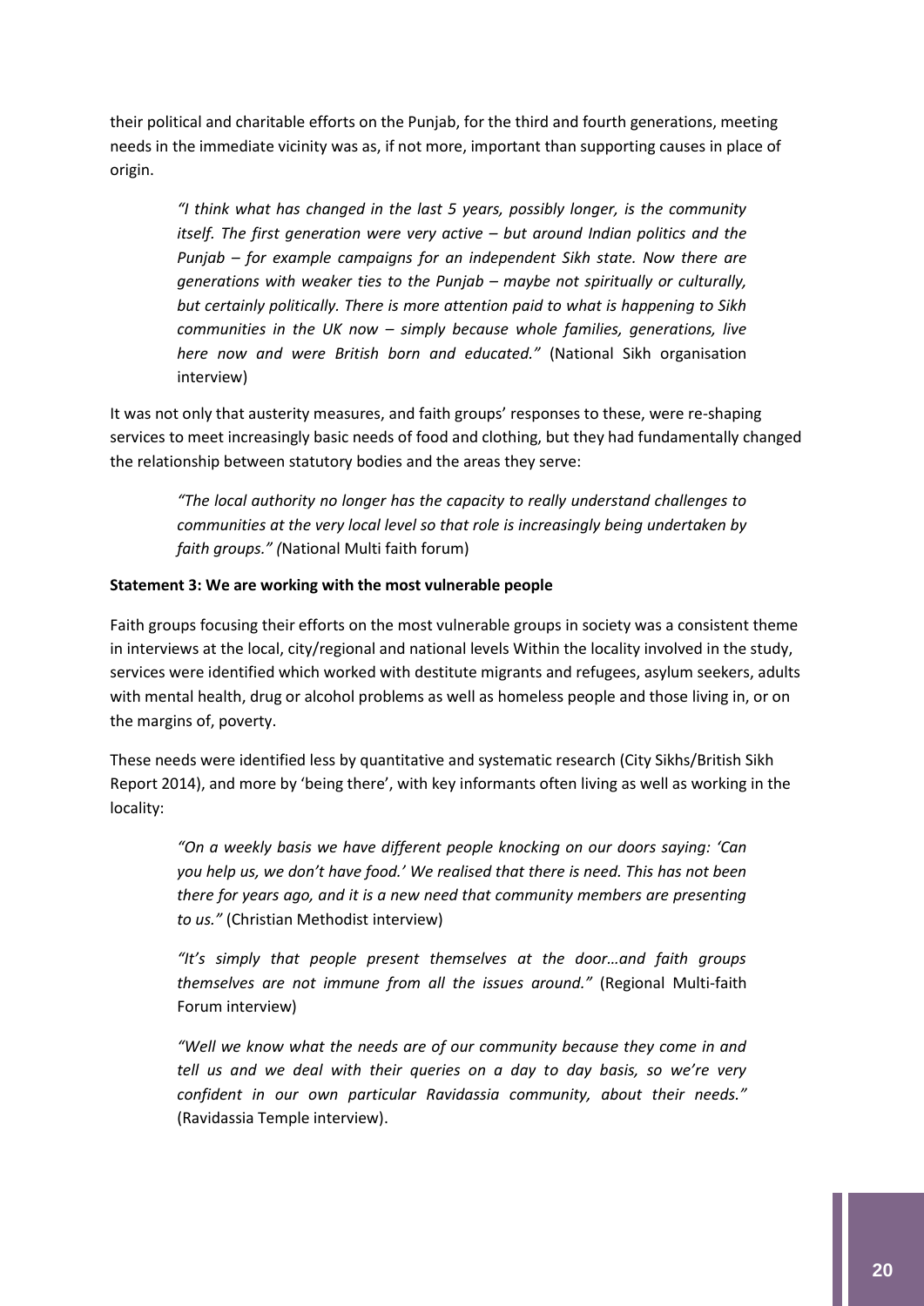their political and charitable efforts on the Punjab, for the third and fourth generations, meeting needs in the immediate vicinity was as, if not more, important than supporting causes in place of origin.

> *"I think what has changed in the last 5 years, possibly longer, is the community itself. The first generation were very active – but around Indian politics and the Punjab – for example campaigns for an independent Sikh state. Now there are generations with weaker ties to the Punjab – maybe not spiritually or culturally, but certainly politically. There is more attention paid to what is happening to Sikh communities in the UK now – simply because whole families, generations, live here now and were British born and educated."* (National Sikh organisation interview)

It was not only that austerity measures, and faith groups' responses to these, were re-shaping services to meet increasingly basic needs of food and clothing, but they had fundamentally changed the relationship between statutory bodies and the areas they serve:

> *"The local authority no longer has the capacity to really understand challenges to communities at the very local level so that role is increasingly being undertaken by faith groups." (*National Multi faith forum)

**Statement 3: We are working with the most vulnerable people**

Faith groups focusing their efforts on the most vulnerable groups in society was a consistent theme in interviews at the local, city/regional and national levels Within the locality involved in the study, services were identified which worked with destitute migrants and refugees, asylum seekers, adults with mental health, drug or alcohol problems as well as homeless people and those living in, or on the margins of, poverty.

These needs were identified less by quantitative and systematic research (City Sikhs/British Sikh Report 2014), and more by 'being there', with key informants often living as well as working in the locality:

> *"On a weekly basis we have different people knocking on our doors saying: 'Can you help us, we don't have food.' We realised that there is need. This has not been there for years ago, and it is a new need that community members are presenting to us."* (Christian Methodist interview)
>
> *"It's simply that people present themselves at the door…and faith groups themselves are not immune from all the issues around."* (Regional Multi-faith Forum interview)
>
> *"Well we know what the needs are of our community because they come in and tell us and we deal with their queries on a day to day basis, so we're very confident in our own particular Ravidassia community, about their needs."* (Ravidassia Temple interview).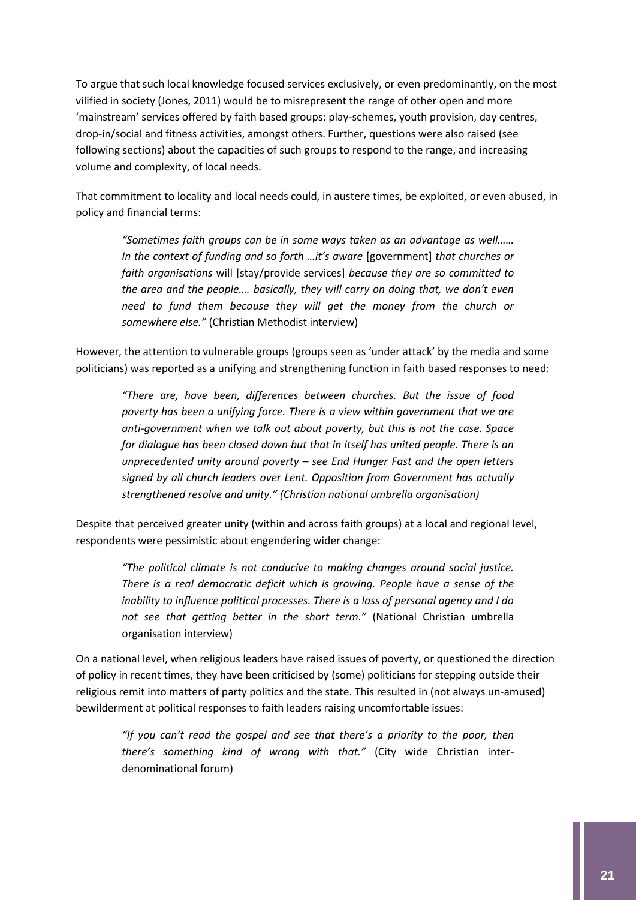To argue that such local knowledge focused services exclusively, or even predominantly, on the most vilified in society (Jones, 2011) would be to misrepresent the range of other open and more 'mainstream' services offered by faith based groups: play-schemes, youth provision, day centres, drop-in/social and fitness activities, amongst others. Further, questions were also raised (see following sections) about the capacities of such groups to respond to the range, and increasing volume and complexity, of local needs.

That commitment to locality and local needs could, in austere times, be exploited, or even abused, in policy and financial terms:

> *"Sometimes faith groups can be in some ways taken as an advantage as well…… In the context of funding and so forth …it's aware* [government] *that churches or faith organisations* will [stay/provide services] *because they are so committed to the area and the people…. basically, they will carry on doing that, we don't even need to fund them because they will get the money from the church or somewhere else."* (Christian Methodist interview)

However, the attention to vulnerable groups (groups seen as 'under attack' by the media and some politicians) was reported as a unifying and strengthening function in faith based responses to need:

> *"There are, have been, differences between churches. But the issue of food poverty has been a unifying force. There is a view within government that we are anti-government when we talk out about poverty, but this is not the case. Space for dialogue has been closed down but that in itself has united people. There is an unprecedented unity around poverty – see End Hunger Fast and the open letters signed by all church leaders over Lent. Opposition from Government has actually strengthened resolve and unity." (Christian national umbrella organisation)*

Despite that perceived greater unity (within and across faith groups) at a local and regional level, respondents were pessimistic about engendering wider change:

> *"The political climate is not conducive to making changes around social justice. There is a real democratic deficit which is growing. People have a sense of the inability to influence political processes. There is a loss of personal agency and I do not see that getting better in the short term."* (National Christian umbrella organisation interview)

On a national level, when religious leaders have raised issues of poverty, or questioned the direction of policy in recent times, they have been criticised by (some) politicians for stepping outside their religious remit into matters of party politics and the state. This resulted in (not always un-amused) bewilderment at political responses to faith leaders raising uncomfortable issues:

> *"If you can't read the gospel and see that there's a priority to the poor, then there's something kind of wrong with that."* (City wide Christian inter-denominational forum)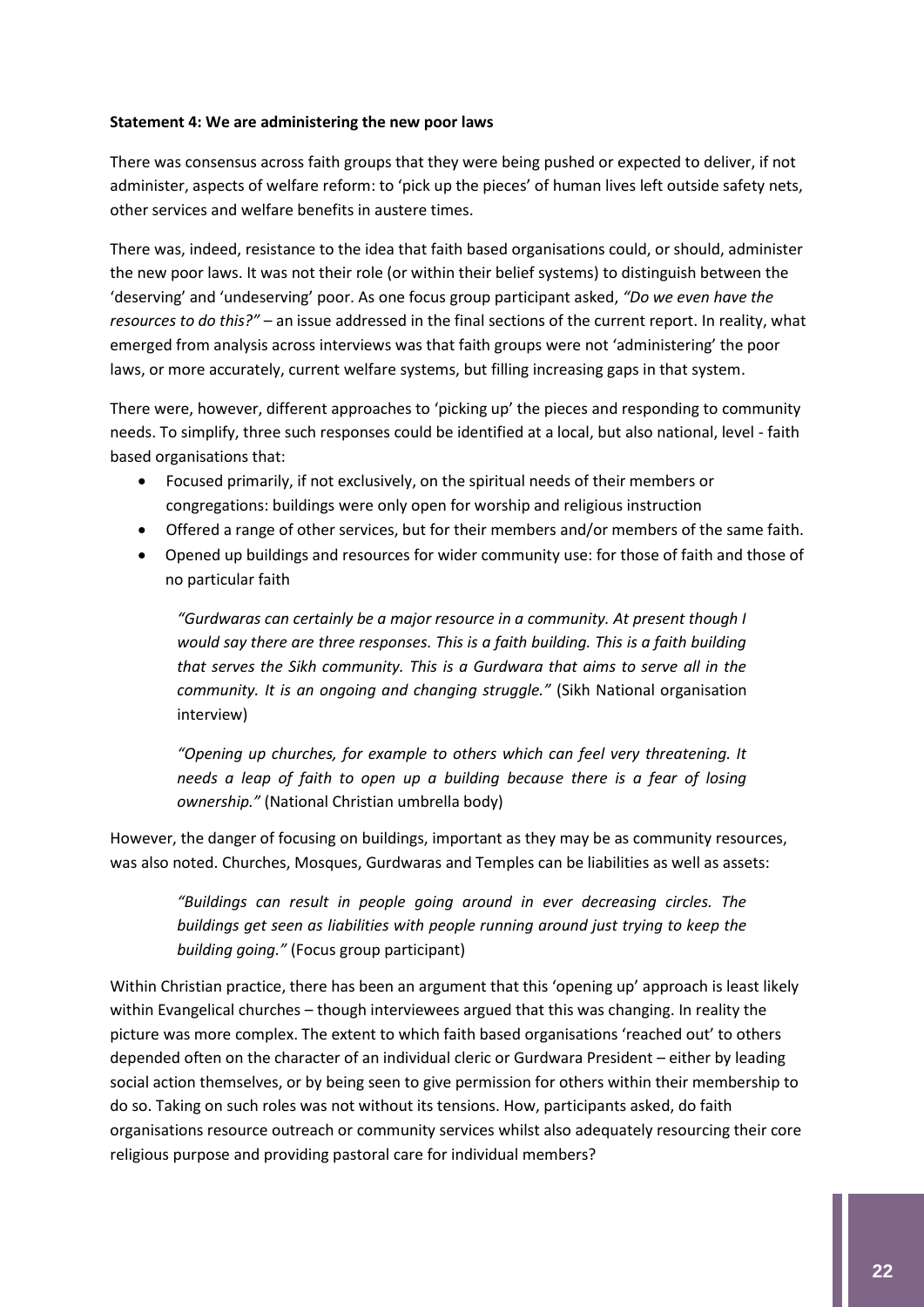**Statement 4: We are administering the new poor laws**

There was consensus across faith groups that they were being pushed or expected to deliver, if not administer, aspects of welfare reform: to 'pick up the pieces' of human lives left outside safety nets, other services and welfare benefits in austere times.

There was, indeed, resistance to the idea that faith based organisations could, or should, administer the new poor laws. It was not their role (or within their belief systems) to distinguish between the 'deserving' and 'undeserving' poor. As one focus group participant asked, *"Do we even have the resources to do this?"* – an issue addressed in the final sections of the current report. In reality, what emerged from analysis across interviews was that faith groups were not 'administering' the poor laws, or more accurately, current welfare systems, but filling increasing gaps in that system.

There were, however, different approaches to 'picking up' the pieces and responding to community needs. To simplify, three such responses could be identified at a local, but also national, level - faith based organisations that:

- Focused primarily, if not exclusively, on the spiritual needs of their members or congregations: buildings were only open for worship and religious instruction
- Offered a range of other services, but for their members and/or members of the same faith.
- Opened up buildings and resources for wider community use: for those of faith and those of no particular faith

> *"Gurdwaras can certainly be a major resource in a community. At present though I would say there are three responses. This is a faith building. This is a faith building that serves the Sikh community. This is a Gurdwara that aims to serve all in the community. It is an ongoing and changing struggle."* (Sikh National organisation interview)

> *"Opening up churches, for example to others which can feel very threatening. It needs a leap of faith to open up a building because there is a fear of losing ownership."* (National Christian umbrella body)

However, the danger of focusing on buildings, important as they may be as community resources, was also noted. Churches, Mosques, Gurdwaras and Temples can be liabilities as well as assets:

> *"Buildings can result in people going around in ever decreasing circles. The buildings get seen as liabilities with people running around just trying to keep the building going."* (Focus group participant)

Within Christian practice, there has been an argument that this 'opening up' approach is least likely within Evangelical churches – though interviewees argued that this was changing. In reality the picture was more complex. The extent to which faith based organisations 'reached out' to others depended often on the character of an individual cleric or Gurdwara President – either by leading social action themselves, or by being seen to give permission for others within their membership to do so. Taking on such roles was not without its tensions. How, participants asked, do faith organisations resource outreach or community services whilst also adequately resourcing their core religious purpose and providing pastoral care for individual members?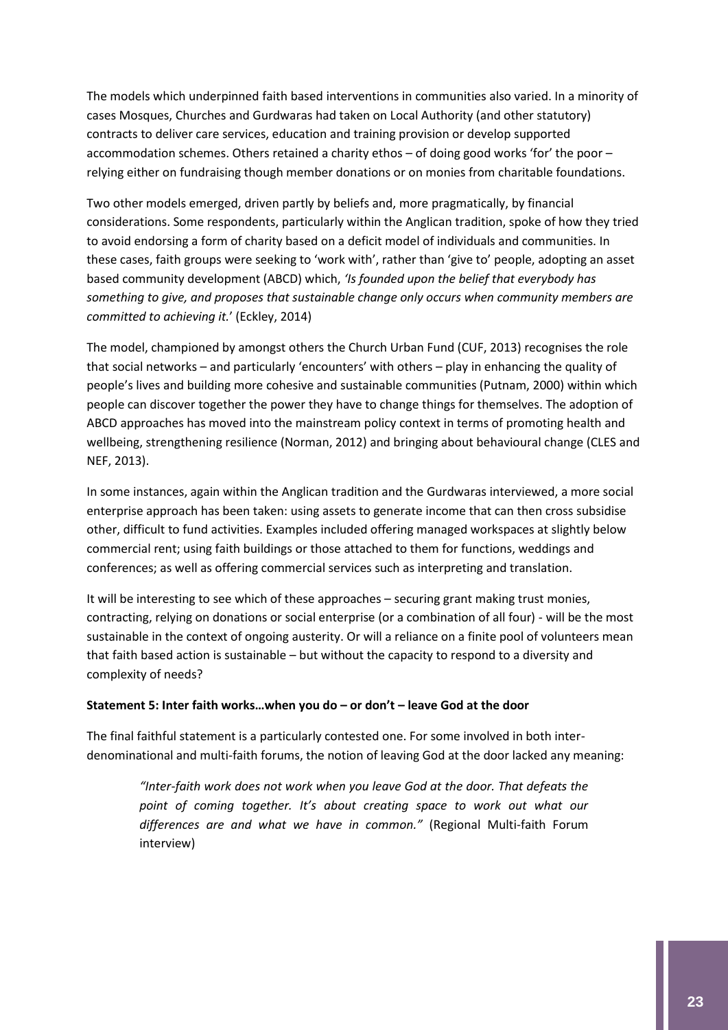The models which underpinned faith based interventions in communities also varied. In a minority of cases Mosques, Churches and Gurdwaras had taken on Local Authority (and other statutory) contracts to deliver care services, education and training provision or develop supported accommodation schemes. Others retained a charity ethos – of doing good works 'for' the poor – relying either on fundraising though member donations or on monies from charitable foundations.

Two other models emerged, driven partly by beliefs and, more pragmatically, by financial considerations. Some respondents, particularly within the Anglican tradition, spoke of how they tried to avoid endorsing a form of charity based on a deficit model of individuals and communities. In these cases, faith groups were seeking to 'work with', rather than 'give to' people, adopting an asset based community development (ABCD) which, *'Is founded upon the belief that everybody has something to give, and proposes that sustainable change only occurs when community members are committed to achieving it.'* (Eckley, 2014)

The model, championed by amongst others the Church Urban Fund (CUF, 2013) recognises the role that social networks – and particularly 'encounters' with others – play in enhancing the quality of people's lives and building more cohesive and sustainable communities (Putnam, 2000) within which people can discover together the power they have to change things for themselves. The adoption of ABCD approaches has moved into the mainstream policy context in terms of promoting health and wellbeing, strengthening resilience (Norman, 2012) and bringing about behavioural change (CLES and NEF, 2013).

In some instances, again within the Anglican tradition and the Gurdwaras interviewed, a more social enterprise approach has been taken: using assets to generate income that can then cross subsidise other, difficult to fund activities. Examples included offering managed workspaces at slightly below commercial rent; using faith buildings or those attached to them for functions, weddings and conferences; as well as offering commercial services such as interpreting and translation.

It will be interesting to see which of these approaches – securing grant making trust monies, contracting, relying on donations or social enterprise (or a combination of all four) - will be the most sustainable in the context of ongoing austerity. Or will a reliance on a finite pool of volunteers mean that faith based action is sustainable – but without the capacity to respond to a diversity and complexity of needs?

**Statement 5: Inter faith works…when you do – or don't – leave God at the door**

The final faithful statement is a particularly contested one. For some involved in both inter-denominational and multi-faith forums, the notion of leaving God at the door lacked any meaning:

> *"Inter-faith work does not work when you leave God at the door. That defeats the point of coming together. It's about creating space to work out what our differences are and what we have in common."* (Regional Multi-faith Forum interview)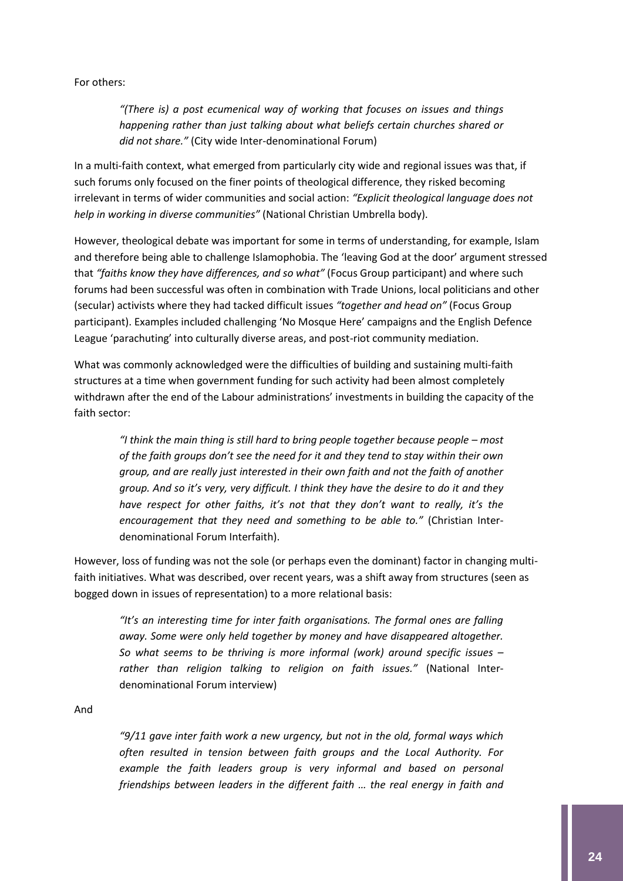For others:

> *"(There is) a post ecumenical way of working that focuses on issues and things happening rather than just talking about what beliefs certain churches shared or did not share."* (City wide Inter-denominational Forum)

In a multi-faith context, what emerged from particularly city wide and regional issues was that, if such forums only focused on the finer points of theological difference, they risked becoming irrelevant in terms of wider communities and social action: *"Explicit theological language does not help in working in diverse communities"* (National Christian Umbrella body).

However, theological debate was important for some in terms of understanding, for example, Islam and therefore being able to challenge Islamophobia. The 'leaving God at the door' argument stressed that *"faiths know they have differences, and so what"* (Focus Group participant) and where such forums had been successful was often in combination with Trade Unions, local politicians and other (secular) activists where they had tacked difficult issues *"together and head on"* (Focus Group participant). Examples included challenging 'No Mosque Here' campaigns and the English Defence League 'parachuting' into culturally diverse areas, and post-riot community mediation.

What was commonly acknowledged were the difficulties of building and sustaining multi-faith structures at a time when government funding for such activity had been almost completely withdrawn after the end of the Labour administrations' investments in building the capacity of the faith sector:

> *"I think the main thing is still hard to bring people together because people – most of the faith groups don't see the need for it and they tend to stay within their own group, and are really just interested in their own faith and not the faith of another group. And so it's very, very difficult. I think they have the desire to do it and they have respect for other faiths, it's not that they don't want to really, it's the encouragement that they need and something to be able to."* (Christian Inter-denominational Forum Interfaith).

However, loss of funding was not the sole (or perhaps even the dominant) factor in changing multi-faith initiatives. What was described, over recent years, was a shift away from structures (seen as bogged down in issues of representation) to a more relational basis:

> *"It's an interesting time for inter faith organisations. The formal ones are falling away. Some were only held together by money and have disappeared altogether. So what seems to be thriving is more informal (work) around specific issues – rather than religion talking to religion on faith issues."* (National Inter-denominational Forum interview)

And

> *"9/11 gave inter faith work a new urgency, but not in the old, formal ways which often resulted in tension between faith groups and the Local Authority. For example the faith leaders group is very informal and based on personal friendships between leaders in the different faith … the real energy in faith and*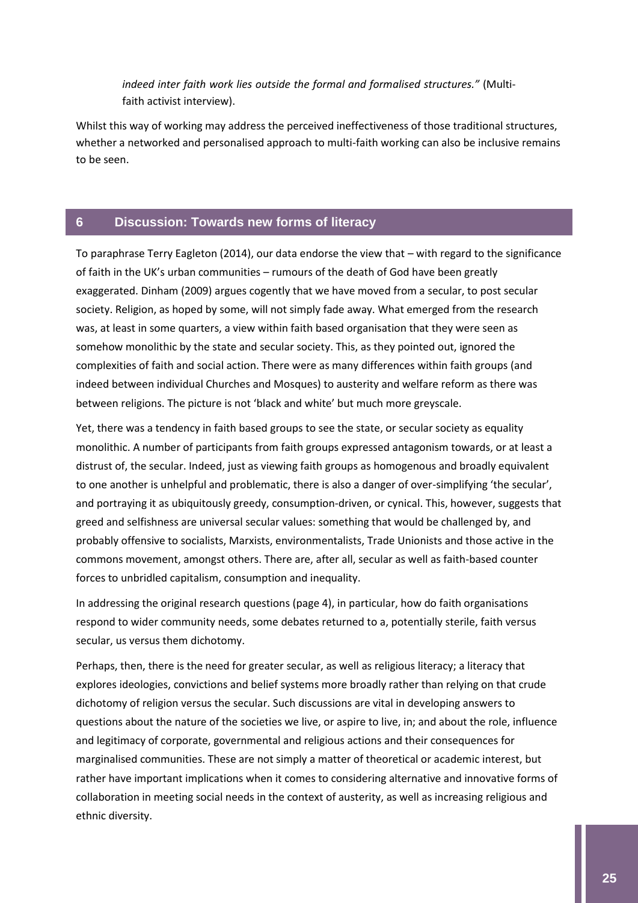*indeed inter faith work lies outside the formal and formalised structures."* (Multi-faith activist interview).

Whilst this way of working may address the perceived ineffectiveness of those traditional structures, whether a networked and personalised approach to multi-faith working can also be inclusive remains to be seen.

## 6 Discussion: Towards new forms of literacy

To paraphrase Terry Eagleton (2014), our data endorse the view that – with regard to the significance of faith in the UK's urban communities – rumours of the death of God have been greatly exaggerated. Dinham (2009) argues cogently that we have moved from a secular, to post secular society. Religion, as hoped by some, will not simply fade away. What emerged from the research was, at least in some quarters, a view within faith based organisation that they were seen as somehow monolithic by the state and secular society. This, as they pointed out, ignored the complexities of faith and social action. There were as many differences within faith groups (and indeed between individual Churches and Mosques) to austerity and welfare reform as there was between religions. The picture is not 'black and white' but much more greyscale.

Yet, there was a tendency in faith based groups to see the state, or secular society as equality monolithic. A number of participants from faith groups expressed antagonism towards, or at least a distrust of, the secular. Indeed, just as viewing faith groups as homogenous and broadly equivalent to one another is unhelpful and problematic, there is also a danger of over-simplifying 'the secular', and portraying it as ubiquitously greedy, consumption-driven, or cynical. This, however, suggests that greed and selfishness are universal secular values: something that would be challenged by, and probably offensive to socialists, Marxists, environmentalists, Trade Unionists and those active in the commons movement, amongst others. There are, after all, secular as well as faith-based counter forces to unbridled capitalism, consumption and inequality.

In addressing the original research questions (page 4), in particular, how do faith organisations respond to wider community needs, some debates returned to a, potentially sterile, faith versus secular, us versus them dichotomy.

Perhaps, then, there is the need for greater secular, as well as religious literacy; a literacy that explores ideologies, convictions and belief systems more broadly rather than relying on that crude dichotomy of religion versus the secular. Such discussions are vital in developing answers to questions about the nature of the societies we live, or aspire to live, in; and about the role, influence and legitimacy of corporate, governmental and religious actions and their consequences for marginalised communities. These are not simply a matter of theoretical or academic interest, but rather have important implications when it comes to considering alternative and innovative forms of collaboration in meeting social needs in the context of austerity, as well as increasing religious and ethnic diversity.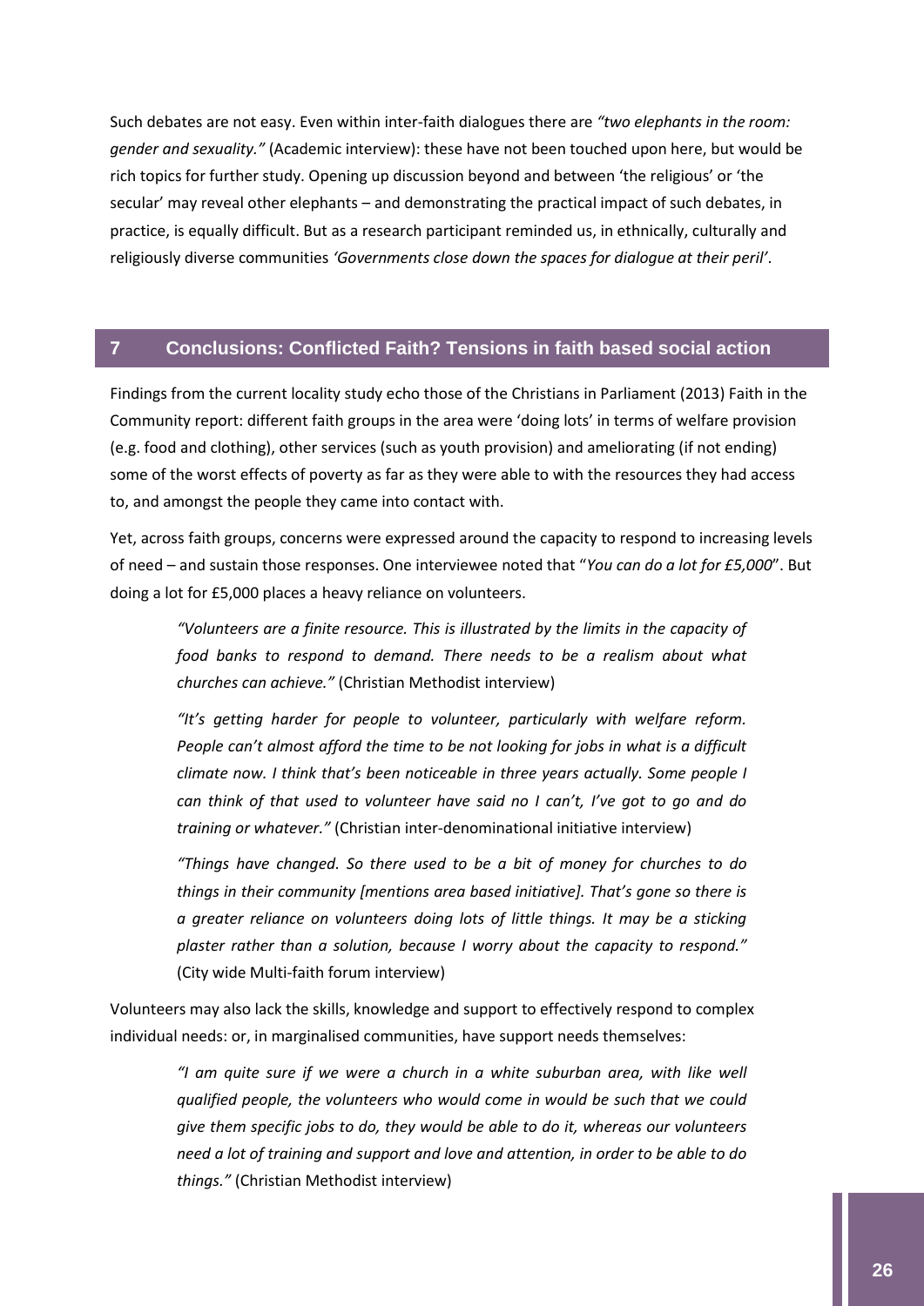Such debates are not easy. Even within inter-faith dialogues there are *"two elephants in the room: gender and sexuality."* (Academic interview): these have not been touched upon here, but would be rich topics for further study. Opening up discussion beyond and between 'the religious' or 'the secular' may reveal other elephants – and demonstrating the practical impact of such debates, in practice, is equally difficult. But as a research participant reminded us, in ethnically, culturally and religiously diverse communities *'Governments close down the spaces for dialogue at their peril'*.

## 7 Conclusions: Conflicted Faith? Tensions in faith based social action

Findings from the current locality study echo those of the Christians in Parliament (2013) Faith in the Community report: different faith groups in the area were 'doing lots' in terms of welfare provision (e.g. food and clothing), other services (such as youth provision) and ameliorating (if not ending) some of the worst effects of poverty as far as they were able to with the resources they had access to, and amongst the people they came into contact with.

Yet, across faith groups, concerns were expressed around the capacity to respond to increasing levels of need – and sustain those responses. One interviewee noted that "*You can do a lot for £5,000*". But doing a lot for £5,000 places a heavy reliance on volunteers.

> *"Volunteers are a finite resource. This is illustrated by the limits in the capacity of food banks to respond to demand. There needs to be a realism about what churches can achieve."* (Christian Methodist interview)

> *"It's getting harder for people to volunteer, particularly with welfare reform. People can't almost afford the time to be not looking for jobs in what is a difficult climate now. I think that's been noticeable in three years actually. Some people I can think of that used to volunteer have said no I can't, I've got to go and do training or whatever."* (Christian inter-denominational initiative interview)

> *"Things have changed. So there used to be a bit of money for churches to do things in their community [mentions area based initiative]. That's gone so there is a greater reliance on volunteers doing lots of little things. It may be a sticking plaster rather than a solution, because I worry about the capacity to respond."* (City wide Multi-faith forum interview)

Volunteers may also lack the skills, knowledge and support to effectively respond to complex individual needs: or, in marginalised communities, have support needs themselves:

> *"I am quite sure if we were a church in a white suburban area, with like well qualified people, the volunteers who would come in would be such that we could give them specific jobs to do, they would be able to do it, whereas our volunteers need a lot of training and support and love and attention, in order to be able to do things."* (Christian Methodist interview)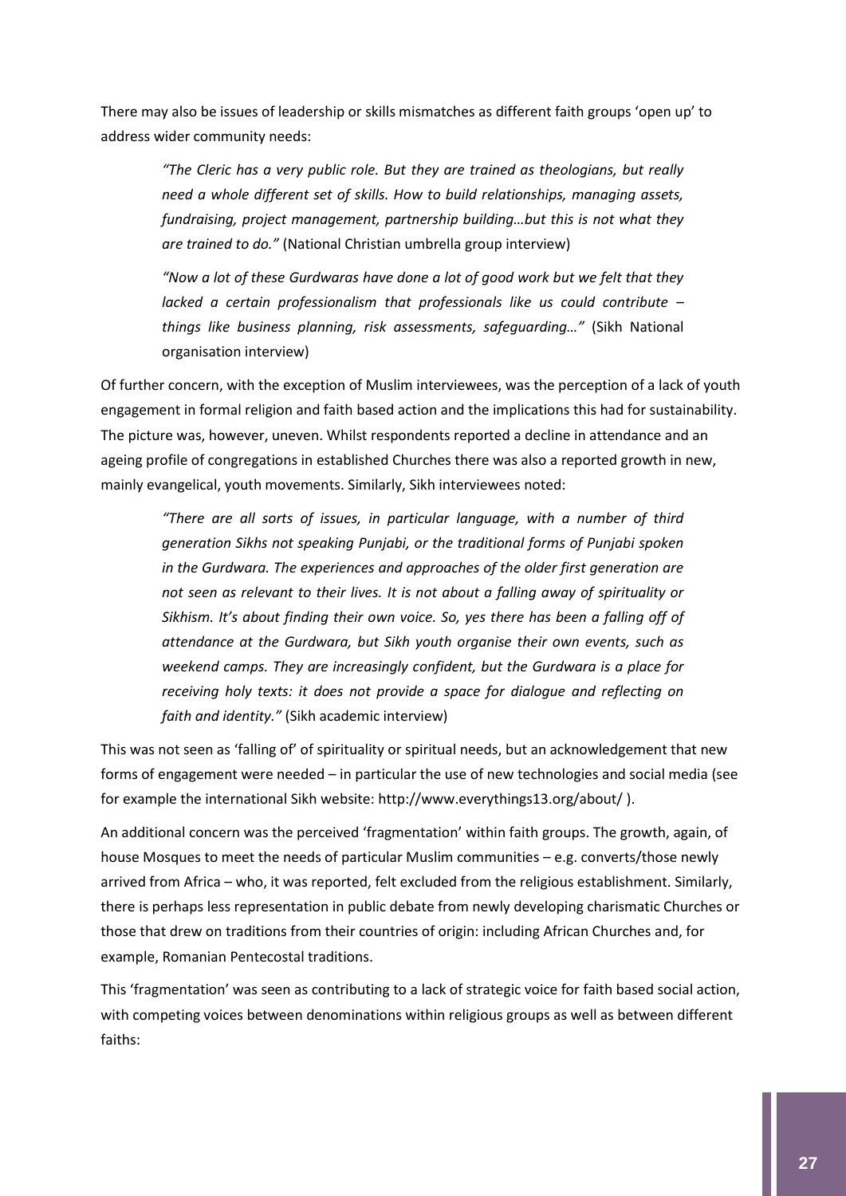There may also be issues of leadership or skills mismatches as different faith groups 'open up' to address wider community needs:

> *"The Cleric has a very public role. But they are trained as theologians, but really need a whole different set of skills. How to build relationships, managing assets, fundraising, project management, partnership building…but this is not what they are trained to do."* (National Christian umbrella group interview)

> *"Now a lot of these Gurdwaras have done a lot of good work but we felt that they lacked a certain professionalism that professionals like us could contribute – things like business planning, risk assessments, safeguarding…"* (Sikh National organisation interview)

Of further concern, with the exception of Muslim interviewees, was the perception of a lack of youth engagement in formal religion and faith based action and the implications this had for sustainability. The picture was, however, uneven. Whilst respondents reported a decline in attendance and an ageing profile of congregations in established Churches there was also a reported growth in new, mainly evangelical, youth movements. Similarly, Sikh interviewees noted:

> *"There are all sorts of issues, in particular language, with a number of third generation Sikhs not speaking Punjabi, or the traditional forms of Punjabi spoken in the Gurdwara. The experiences and approaches of the older first generation are not seen as relevant to their lives. It is not about a falling away of spirituality or Sikhism. It's about finding their own voice. So, yes there has been a falling off of attendance at the Gurdwara, but Sikh youth organise their own events, such as weekend camps. They are increasingly confident, but the Gurdwara is a place for receiving holy texts: it does not provide a space for dialogue and reflecting on faith and identity."* (Sikh academic interview)

This was not seen as 'falling of' of spirituality or spiritual needs, but an acknowledgement that new forms of engagement were needed – in particular the use of new technologies and social media (see for example the international Sikh website: http://www.everythings13.org/about/ ).

An additional concern was the perceived 'fragmentation' within faith groups. The growth, again, of house Mosques to meet the needs of particular Muslim communities – e.g. converts/those newly arrived from Africa – who, it was reported, felt excluded from the religious establishment. Similarly, there is perhaps less representation in public debate from newly developing charismatic Churches or those that drew on traditions from their countries of origin: including African Churches and, for example, Romanian Pentecostal traditions.

This 'fragmentation' was seen as contributing to a lack of strategic voice for faith based social action, with competing voices between denominations within religious groups as well as between different faiths: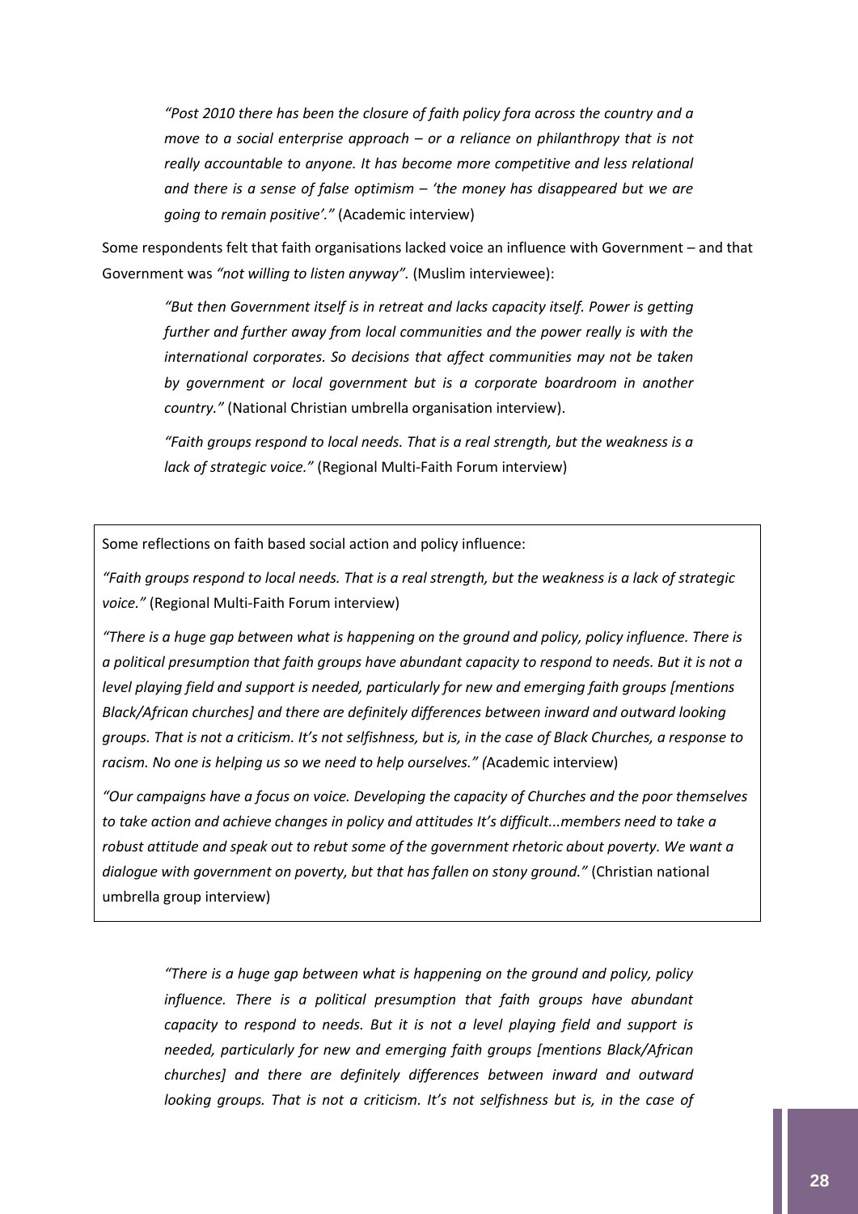> *"Post 2010 there has been the closure of faith policy fora across the country and a move to a social enterprise approach – or a reliance on philanthropy that is not really accountable to anyone. It has become more competitive and less relational and there is a sense of false optimism – 'the money has disappeared but we are going to remain positive'."* (Academic interview)

Some respondents felt that faith organisations lacked voice an influence with Government – and that Government was *"not willing to listen anyway".* (Muslim interviewee):

> *"But then Government itself is in retreat and lacks capacity itself. Power is getting further and further away from local communities and the power really is with the international corporates. So decisions that affect communities may not be taken by government or local government but is a corporate boardroom in another country."* (National Christian umbrella organisation interview).

> *"Faith groups respond to local needs. That is a real strength, but the weakness is a lack of strategic voice."* (Regional Multi-Faith Forum interview)

---

Some reflections on faith based social action and policy influence:

*"Faith groups respond to local needs. That is a real strength, but the weakness is a lack of strategic voice."* (Regional Multi-Faith Forum interview)

*"There is a huge gap between what is happening on the ground and policy, policy influence. There is a political presumption that faith groups have abundant capacity to respond to needs. But it is not a level playing field and support is needed, particularly for new and emerging faith groups [mentions Black/African churches] and there are definitely differences between inward and outward looking groups. That is not a criticism. It's not selfishness, but is, in the case of Black Churches, a response to racism. No one is helping us so we need to help ourselves." (*Academic interview)

*"Our campaigns have a focus on voice. Developing the capacity of Churches and the poor themselves to take action and achieve changes in policy and attitudes It's difficult...members need to take a robust attitude and speak out to rebut some of the government rhetoric about poverty. We want a dialogue with government on poverty, but that has fallen on stony ground."* (Christian national umbrella group interview)

---

> *"There is a huge gap between what is happening on the ground and policy, policy influence. There is a political presumption that faith groups have abundant capacity to respond to needs. But it is not a level playing field and support is needed, particularly for new and emerging faith groups [mentions Black/African churches] and there are definitely differences between inward and outward looking groups. That is not a criticism. It's not selfishness but is, in the case of*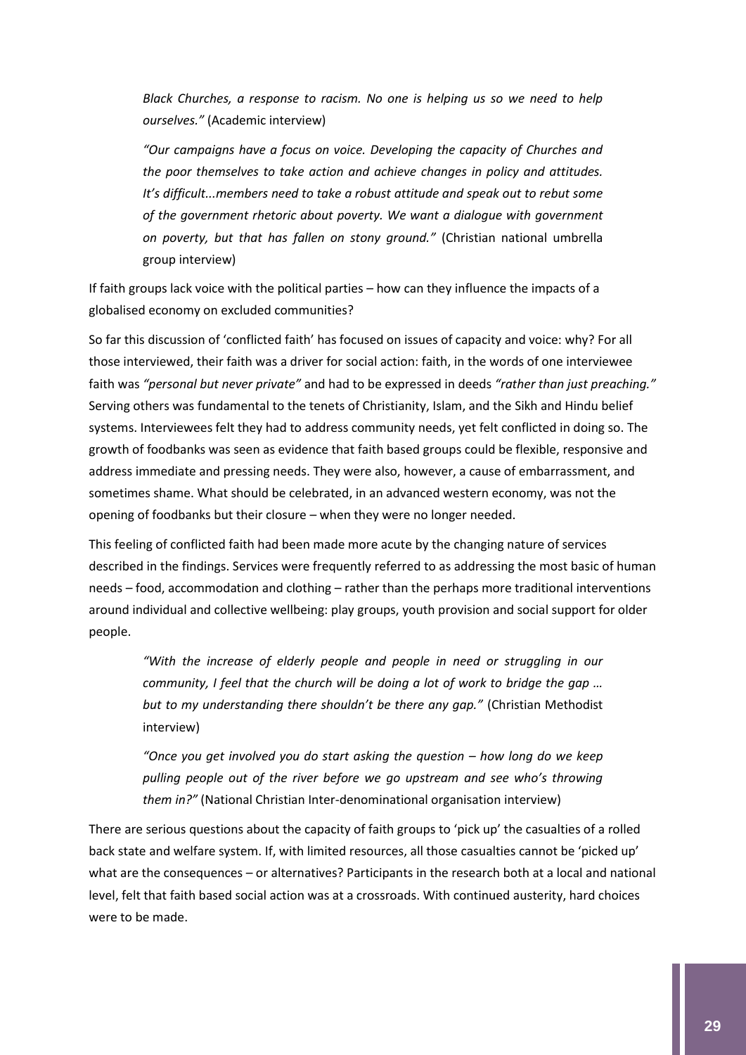*Black Churches, a response to racism. No one is helping us so we need to help ourselves."* (Academic interview)

> *"Our campaigns have a focus on voice. Developing the capacity of Churches and the poor themselves to take action and achieve changes in policy and attitudes. It's difficult...members need to take a robust attitude and speak out to rebut some of the government rhetoric about poverty. We want a dialogue with government on poverty, but that has fallen on stony ground."* (Christian national umbrella group interview)

If faith groups lack voice with the political parties – how can they influence the impacts of a globalised economy on excluded communities?

So far this discussion of 'conflicted faith' has focused on issues of capacity and voice: why? For all those interviewed, their faith was a driver for social action: faith, in the words of one interviewee faith was *"personal but never private"* and had to be expressed in deeds *"rather than just preaching."* Serving others was fundamental to the tenets of Christianity, Islam, and the Sikh and Hindu belief systems. Interviewees felt they had to address community needs, yet felt conflicted in doing so. The growth of foodbanks was seen as evidence that faith based groups could be flexible, responsive and address immediate and pressing needs. They were also, however, a cause of embarrassment, and sometimes shame. What should be celebrated, in an advanced western economy, was not the opening of foodbanks but their closure – when they were no longer needed.

This feeling of conflicted faith had been made more acute by the changing nature of services described in the findings. Services were frequently referred to as addressing the most basic of human needs – food, accommodation and clothing – rather than the perhaps more traditional interventions around individual and collective wellbeing: play groups, youth provision and social support for older people.

> *"With the increase of elderly people and people in need or struggling in our community, I feel that the church will be doing a lot of work to bridge the gap … but to my understanding there shouldn't be there any gap."* (Christian Methodist interview)

> *"Once you get involved you do start asking the question – how long do we keep pulling people out of the river before we go upstream and see who's throwing them in?"* (National Christian Inter-denominational organisation interview)

There are serious questions about the capacity of faith groups to 'pick up' the casualties of a rolled back state and welfare system. If, with limited resources, all those casualties cannot be 'picked up' what are the consequences – or alternatives? Participants in the research both at a local and national level, felt that faith based social action was at a crossroads. With continued austerity, hard choices were to be made.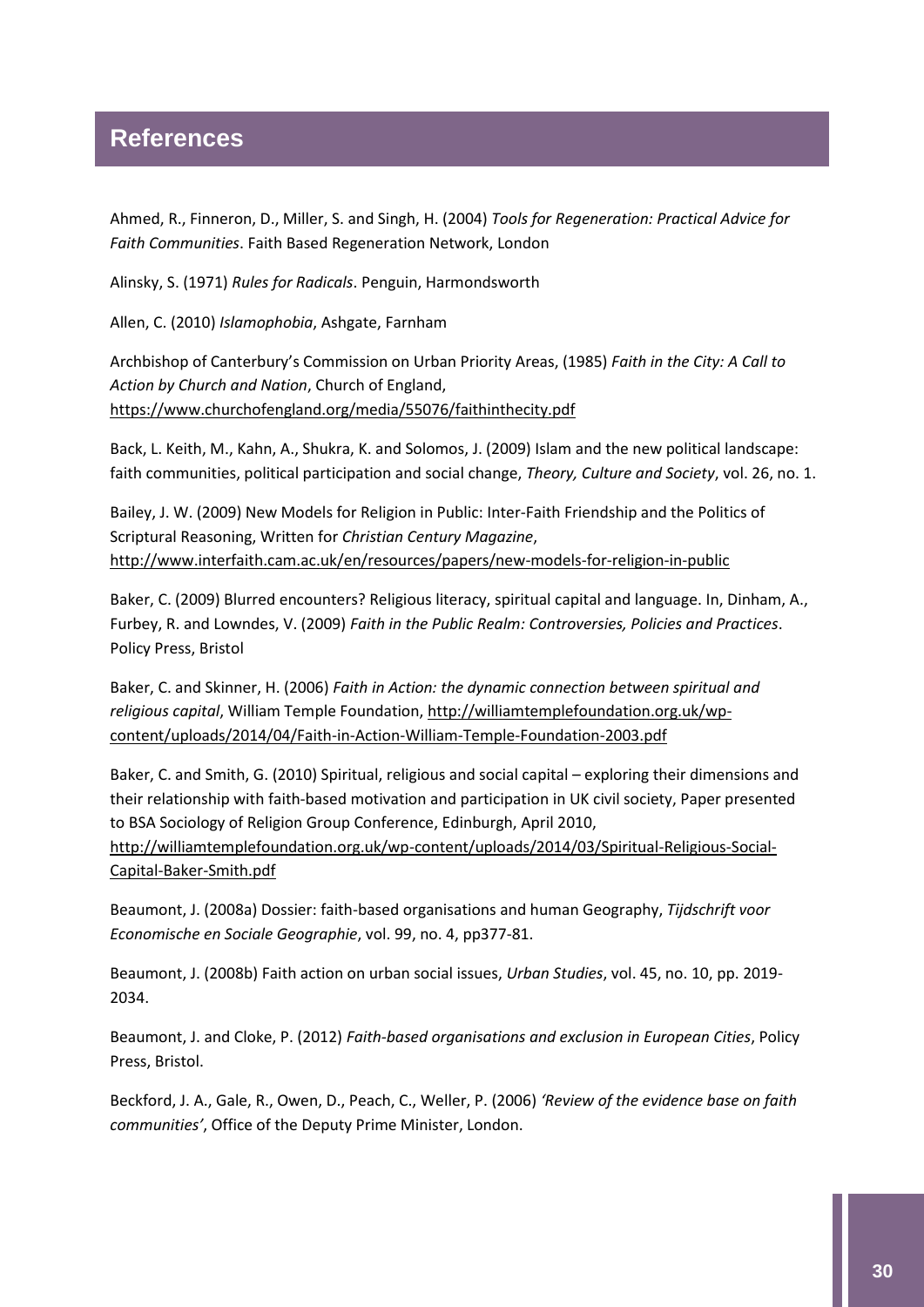# References

Ahmed, R., Finneron, D., Miller, S. and Singh, H. (2004) *Tools for Regeneration: Practical Advice for Faith Communities*. Faith Based Regeneration Network, London

Alinsky, S. (1971) *Rules for Radicals*. Penguin, Harmondsworth

Allen, C. (2010) *Islamophobia*, Ashgate, Farnham

Archbishop of Canterbury's Commission on Urban Priority Areas, (1985) *Faith in the City: A Call to Action by Church and Nation*, Church of England, https://www.churchofengland.org/media/55076/faithinthecity.pdf

Back, L. Keith, M., Kahn, A., Shukra, K. and Solomos, J. (2009) Islam and the new political landscape: faith communities, political participation and social change, *Theory, Culture and Society*, vol. 26, no. 1.

Bailey, J. W. (2009) New Models for Religion in Public: Inter-Faith Friendship and the Politics of Scriptural Reasoning, Written for *Christian Century Magazine*, http://www.interfaith.cam.ac.uk/en/resources/papers/new-models-for-religion-in-public

Baker, C. (2009) Blurred encounters? Religious literacy, spiritual capital and language. In, Dinham, A., Furbey, R. and Lowndes, V. (2009) *Faith in the Public Realm: Controversies, Policies and Practices*. Policy Press, Bristol

Baker, C. and Skinner, H. (2006) *Faith in Action: the dynamic connection between spiritual and religious capital*, William Temple Foundation, http://williamtemplefoundation.org.uk/wp-content/uploads/2014/04/Faith-in-Action-William-Temple-Foundation-2003.pdf

Baker, C. and Smith, G. (2010) Spiritual, religious and social capital – exploring their dimensions and their relationship with faith-based motivation and participation in UK civil society, Paper presented to BSA Sociology of Religion Group Conference, Edinburgh, April 2010, http://williamtemplefoundation.org.uk/wp-content/uploads/2014/03/Spiritual-Religious-Social-Capital-Baker-Smith.pdf

Beaumont, J. (2008a) Dossier: faith-based organisations and human Geography, *Tijdschrift voor Economische en Sociale Geographie*, vol. 99, no. 4, pp377-81.

Beaumont, J. (2008b) Faith action on urban social issues, *Urban Studies*, vol. 45, no. 10, pp. 2019-2034.

Beaumont, J. and Cloke, P. (2012) *Faith-based organisations and exclusion in European Cities*, Policy Press, Bristol.

Beckford, J. A., Gale, R., Owen, D., Peach, C., Weller, P. (2006) *'Review of the evidence base on faith communities'*, Office of the Deputy Prime Minister, London.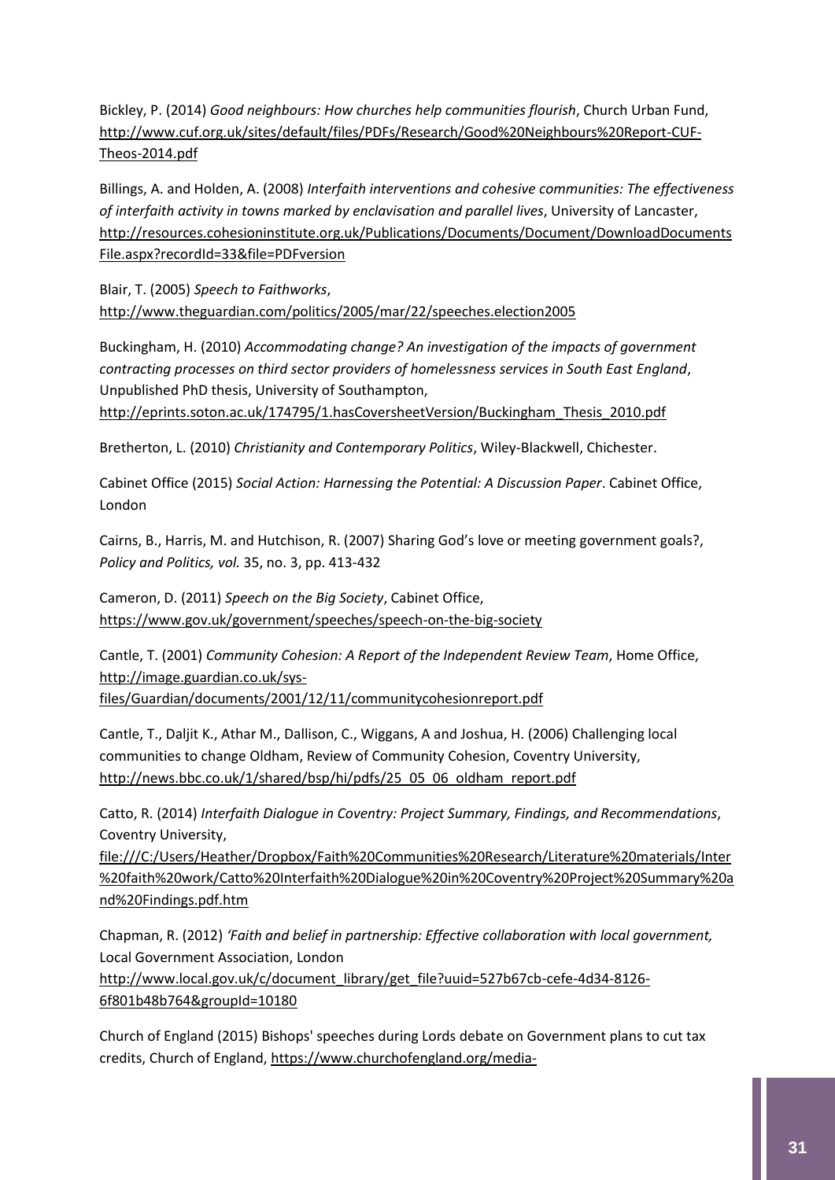Bickley, P. (2014) *Good neighbours: How churches help communities flourish*, Church Urban Fund, http://www.cuf.org.uk/sites/default/files/PDFs/Research/Good%20Neighbours%20Report-CUF-Theos-2014.pdf

Billings, A. and Holden, A. (2008) *Interfaith interventions and cohesive communities: The effectiveness of interfaith activity in towns marked by enclavisation and parallel lives*, University of Lancaster, http://resources.cohesioninstitute.org.uk/Publications/Documents/Document/DownloadDocumentsFile.aspx?recordId=33&file=PDFversion

Blair, T. (2005) *Speech to Faithworks*, http://www.theguardian.com/politics/2005/mar/22/speeches.election2005

Buckingham, H. (2010) *Accommodating change? An investigation of the impacts of government contracting processes on third sector providers of homelessness services in South East England*, Unpublished PhD thesis, University of Southampton, http://eprints.soton.ac.uk/174795/1.hasCoversheetVersion/Buckingham_Thesis_2010.pdf

Bretherton, L. (2010) *Christianity and Contemporary Politics*, Wiley-Blackwell, Chichester.

Cabinet Office (2015) *Social Action: Harnessing the Potential: A Discussion Paper*. Cabinet Office, London

Cairns, B., Harris, M. and Hutchison, R. (2007) Sharing God's love or meeting government goals?, *Policy and Politics, vol.* 35, no. 3, pp. 413-432

Cameron, D. (2011) *Speech on the Big Society*, Cabinet Office, https://www.gov.uk/government/speeches/speech-on-the-big-society

Cantle, T. (2001) *Community Cohesion: A Report of the Independent Review Team*, Home Office, http://image.guardian.co.uk/sys-files/Guardian/documents/2001/12/11/communitycohesionreport.pdf

Cantle, T., Daljit K., Athar M., Dallison, C., Wiggans, A and Joshua, H. (2006) Challenging local communities to change Oldham, Review of Community Cohesion, Coventry University, http://news.bbc.co.uk/1/shared/bsp/hi/pdfs/25_05_06_oldham_report.pdf

Catto, R. (2014) *Interfaith Dialogue in Coventry: Project Summary, Findings, and Recommendations*, Coventry University, file:///C:/Users/Heather/Dropbox/Faith%20Communities%20Research/Literature%20materials/Inter%20faith%20work/Catto%20Interfaith%20Dialogue%20in%20Coventry%20Project%20Summary%20and%20Findings.pdf.htm

Chapman, R. (2012) *'Faith and belief in partnership: Effective collaboration with local government,* Local Government Association, London http://www.local.gov.uk/c/document_library/get_file?uuid=527b67cb-cefe-4d34-8126-6f801b48b764&groupId=10180

Church of England (2015) Bishops' speeches during Lords debate on Government plans to cut tax credits, Church of England, https://www.churchofengland.org/media-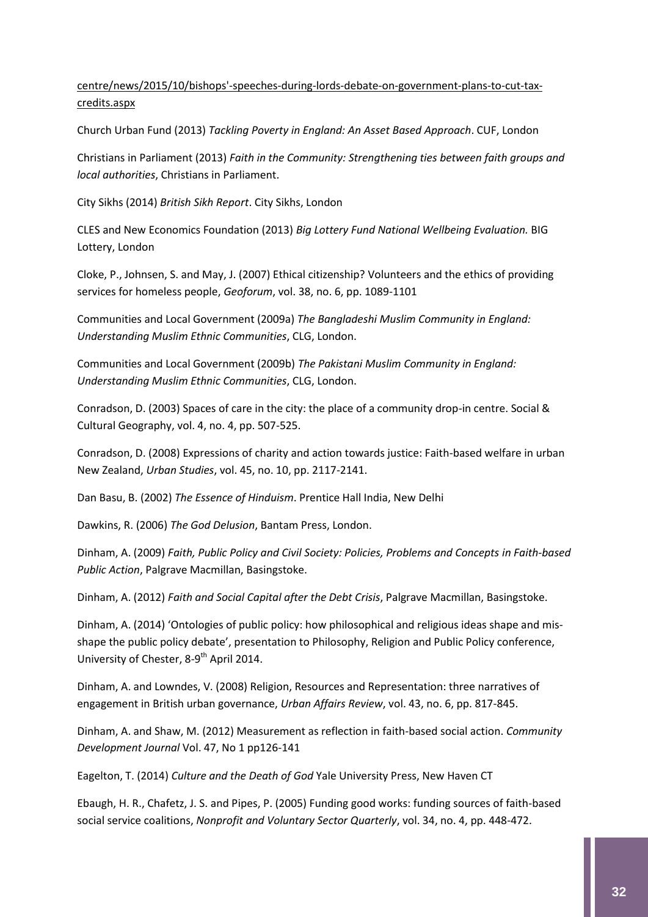centre/news/2015/10/bishops'-speeches-during-lords-debate-on-government-plans-to-cut-tax-credits.aspx

Church Urban Fund (2013) *Tackling Poverty in England: An Asset Based Approach*. CUF, London

Christians in Parliament (2013) *Faith in the Community: Strengthening ties between faith groups and local authorities*, Christians in Parliament.

City Sikhs (2014) *British Sikh Report*. City Sikhs, London

CLES and New Economics Foundation (2013) *Big Lottery Fund National Wellbeing Evaluation.* BIG Lottery, London

Cloke, P., Johnsen, S. and May, J. (2007) Ethical citizenship? Volunteers and the ethics of providing services for homeless people, *Geoforum*, vol. 38, no. 6, pp. 1089-1101

Communities and Local Government (2009a) *The Bangladeshi Muslim Community in England: Understanding Muslim Ethnic Communities*, CLG, London.

Communities and Local Government (2009b) *The Pakistani Muslim Community in England: Understanding Muslim Ethnic Communities*, CLG, London.

Conradson, D. (2003) Spaces of care in the city: the place of a community drop-in centre. Social & Cultural Geography, vol. 4, no. 4, pp. 507-525.

Conradson, D. (2008) Expressions of charity and action towards justice: Faith-based welfare in urban New Zealand, *Urban Studies*, vol. 45, no. 10, pp. 2117-2141.

Dan Basu, B. (2002) *The Essence of Hinduism*. Prentice Hall India, New Delhi

Dawkins, R. (2006) *The God Delusion*, Bantam Press, London.

Dinham, A. (2009) *Faith, Public Policy and Civil Society: Policies, Problems and Concepts in Faith-based Public Action*, Palgrave Macmillan, Basingstoke.

Dinham, A. (2012) *Faith and Social Capital after the Debt Crisis*, Palgrave Macmillan, Basingstoke.

Dinham, A. (2014) 'Ontologies of public policy: how philosophical and religious ideas shape and mis-shape the public policy debate', presentation to Philosophy, Religion and Public Policy conference, University of Chester, 8-9th April 2014.

Dinham, A. and Lowndes, V. (2008) Religion, Resources and Representation: three narratives of engagement in British urban governance, *Urban Affairs Review*, vol. 43, no. 6, pp. 817-845.

Dinham, A. and Shaw, M. (2012) Measurement as reflection in faith-based social action. *Community Development Journal* Vol. 47, No 1 pp126-141

Eagelton, T. (2014) *Culture and the Death of God* Yale University Press, New Haven CT

Ebaugh, H. R., Chafetz, J. S. and Pipes, P. (2005) Funding good works: funding sources of faith-based social service coalitions, *Nonprofit and Voluntary Sector Quarterly*, vol. 34, no. 4, pp. 448-472.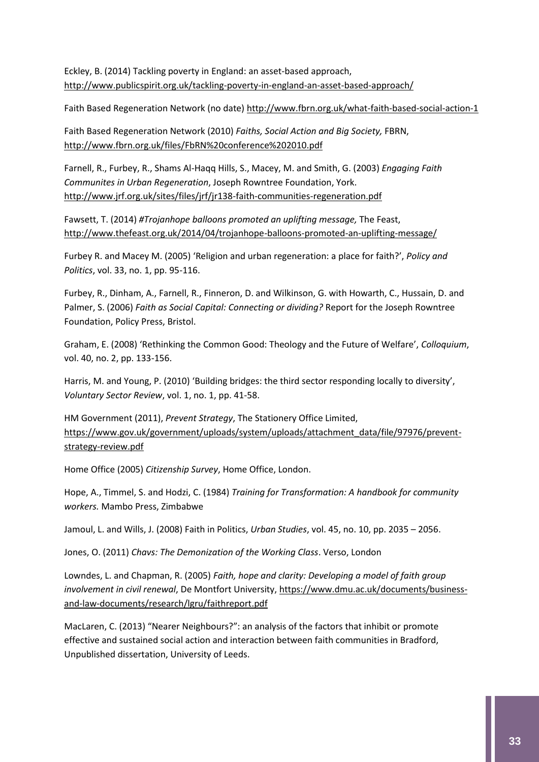Eckley, B. (2014) Tackling poverty in England: an asset-based approach, http://www.publicspirit.org.uk/tackling-poverty-in-england-an-asset-based-approach/

Faith Based Regeneration Network (no date) http://www.fbrn.org.uk/what-faith-based-social-action-1

Faith Based Regeneration Network (2010) *Faiths, Social Action and Big Society,* FBRN, http://www.fbrn.org.uk/files/FbRN%20conference%202010.pdf

Farnell, R., Furbey, R., Shams Al-Haqq Hills, S., Macey, M. and Smith, G. (2003) *Engaging Faith Communites in Urban Regeneration*, Joseph Rowntree Foundation, York. http://www.jrf.org.uk/sites/files/jrf/jr138-faith-communities-regeneration.pdf

Fawsett, T. (2014) *#Trojanhope balloons promoted an uplifting message,* The Feast, http://www.thefeast.org.uk/2014/04/trojanhope-balloons-promoted-an-uplifting-message/

Furbey R. and Macey M. (2005) 'Religion and urban regeneration: a place for faith?', *Policy and Politics*, vol. 33, no. 1, pp. 95-116.

Furbey, R., Dinham, A., Farnell, R., Finneron, D. and Wilkinson, G. with Howarth, C., Hussain, D. and Palmer, S. (2006) *Faith as Social Capital: Connecting or dividing?* Report for the Joseph Rowntree Foundation, Policy Press, Bristol.

Graham, E. (2008) 'Rethinking the Common Good: Theology and the Future of Welfare', *Colloquium*, vol. 40, no. 2, pp. 133-156.

Harris, M. and Young, P. (2010) 'Building bridges: the third sector responding locally to diversity', *Voluntary Sector Review*, vol. 1, no. 1, pp. 41-58.

HM Government (2011), *Prevent Strategy*, The Stationery Office Limited, https://www.gov.uk/government/uploads/system/uploads/attachment_data/file/97976/prevent-strategy-review.pdf

Home Office (2005) *Citizenship Survey*, Home Office, London.

Hope, A., Timmel, S. and Hodzi, C. (1984) *Training for Transformation: A handbook for community workers.* Mambo Press, Zimbabwe

Jamoul, L. and Wills, J. (2008) Faith in Politics, *Urban Studies*, vol. 45, no. 10, pp. 2035 – 2056.

Jones, O. (2011) *Chavs: The Demonization of the Working Class*. Verso, London

Lowndes, L. and Chapman, R. (2005) *Faith, hope and clarity: Developing a model of faith group involvement in civil renewal*, De Montfort University, https://www.dmu.ac.uk/documents/business-and-law-documents/research/lgru/faithreport.pdf

MacLaren, C. (2013) "Nearer Neighbours?": an analysis of the factors that inhibit or promote effective and sustained social action and interaction between faith communities in Bradford, Unpublished dissertation, University of Leeds.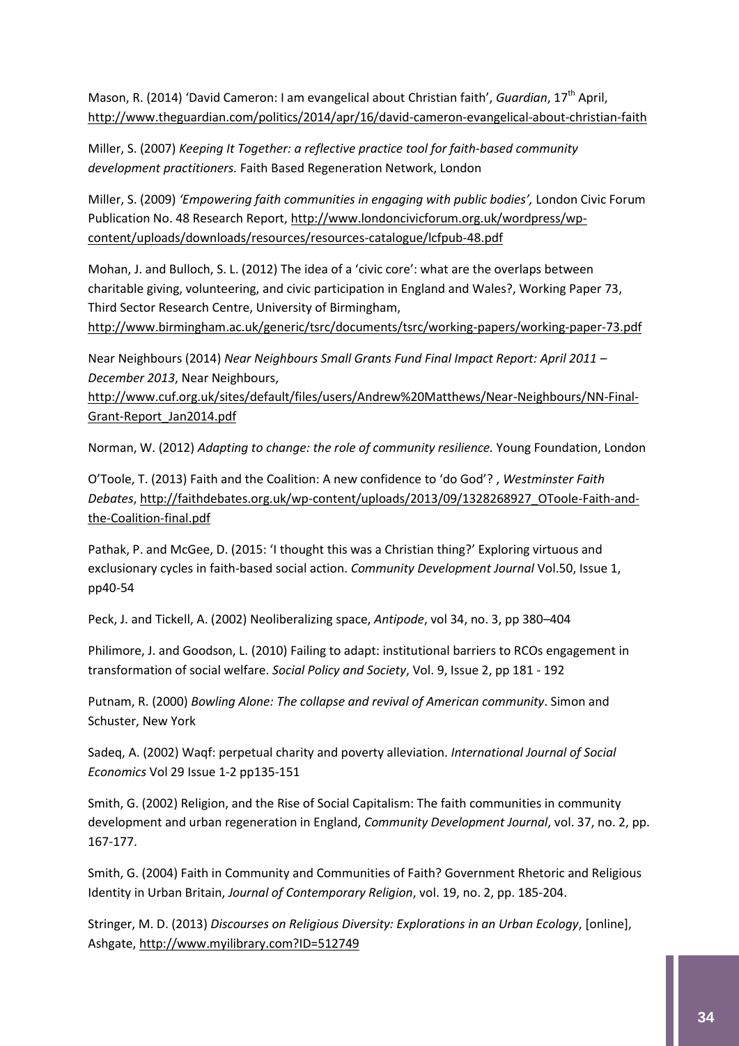Mason, R. (2014) 'David Cameron: I am evangelical about Christian faith', *Guardian*, 17th April, http://www.theguardian.com/politics/2014/apr/16/david-cameron-evangelical-about-christian-faith

Miller, S. (2007) *Keeping It Together: a reflective practice tool for faith-based community development practitioners.* Faith Based Regeneration Network, London

Miller, S. (2009) *'Empowering faith communities in engaging with public bodies',* London Civic Forum Publication No. 48 Research Report, http://www.londoncivicforum.org.uk/wordpress/wp-content/uploads/downloads/resources/resources-catalogue/lcfpub-48.pdf

Mohan, J. and Bulloch, S. L. (2012) The idea of a 'civic core': what are the overlaps between charitable giving, volunteering, and civic participation in England and Wales?, Working Paper 73, Third Sector Research Centre, University of Birmingham, http://www.birmingham.ac.uk/generic/tsrc/documents/tsrc/working-papers/working-paper-73.pdf

Near Neighbours (2014) *Near Neighbours Small Grants Fund Final Impact Report: April 2011 – December 2013*, Near Neighbours, http://www.cuf.org.uk/sites/default/files/users/Andrew%20Matthews/Near-Neighbours/NN-Final-Grant-Report_Jan2014.pdf

Norman, W. (2012) *Adapting to change: the role of community resilience.* Young Foundation, London

O'Toole, T. (2013) Faith and the Coalition: A new confidence to 'do God'? , *Westminster Faith Debates*, http://faithdebates.org.uk/wp-content/uploads/2013/09/1328268927_OToole-Faith-and-the-Coalition-final.pdf

Pathak, P. and McGee, D. (2015: 'I thought this was a Christian thing?' Exploring virtuous and exclusionary cycles in faith-based social action. *Community Development Journal* Vol.50, Issue 1, pp40-54

Peck, J. and Tickell, A. (2002) Neoliberalizing space, *Antipode*, vol 34, no. 3, pp 380–404

Philimore, J. and Goodson, L. (2010) Failing to adapt: institutional barriers to RCOs engagement in transformation of social welfare. *Social Policy and Society*, Vol. 9, Issue 2, pp 181 - 192

Putnam, R. (2000) *Bowling Alone: The collapse and revival of American community*. Simon and Schuster, New York

Sadeq, A. (2002) Waqf: perpetual charity and poverty alleviation. *International Journal of Social Economics* Vol 29 Issue 1-2 pp135-151

Smith, G. (2002) Religion, and the Rise of Social Capitalism: The faith communities in community development and urban regeneration in England, *Community Development Journal*, vol. 37, no. 2, pp. 167-177.

Smith, G. (2004) Faith in Community and Communities of Faith? Government Rhetoric and Religious Identity in Urban Britain, *Journal of Contemporary Religion*, vol. 19, no. 2, pp. 185-204.

Stringer, M. D. (2013) *Discourses on Religious Diversity: Explorations in an Urban Ecology*, [online], Ashgate, http://www.myilibrary.com?ID=512749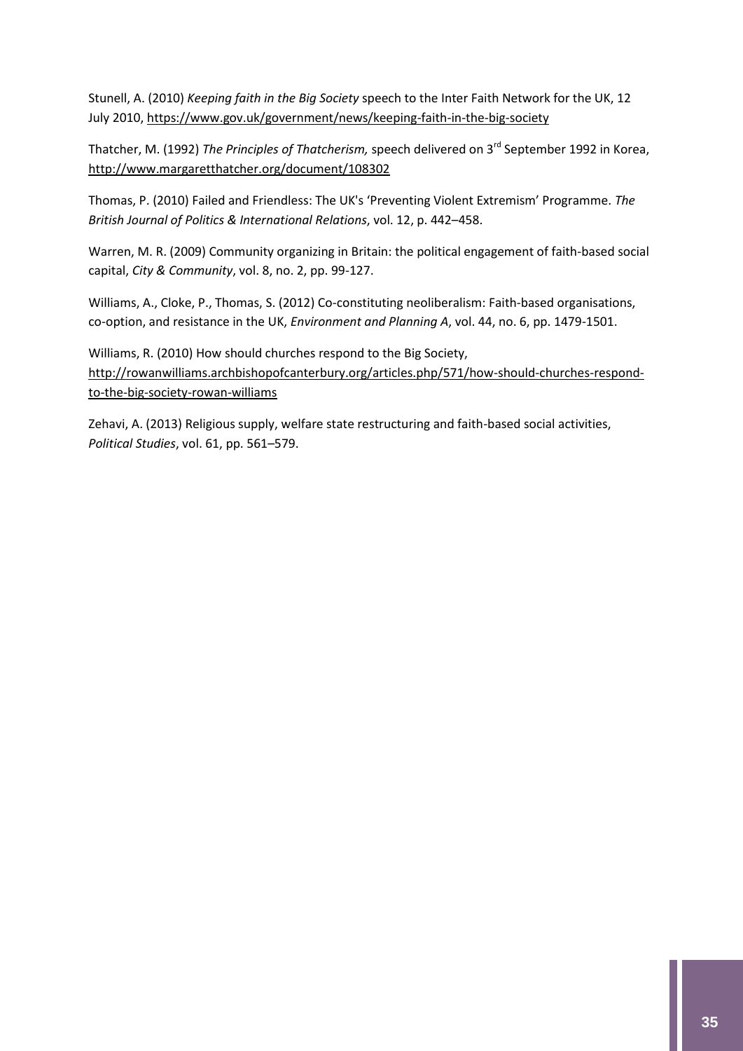Stunell, A. (2010) *Keeping faith in the Big Society* speech to the Inter Faith Network for the UK, 12 July 2010, https://www.gov.uk/government/news/keeping-faith-in-the-big-society

Thatcher, M. (1992) *The Principles of Thatcherism,* speech delivered on 3rd September 1992 in Korea, http://www.margaretthatcher.org/document/108302

Thomas, P. (2010) Failed and Friendless: The UK's 'Preventing Violent Extremism' Programme. *The British Journal of Politics & International Relations*, vol. 12, p. 442–458.

Warren, M. R. (2009) Community organizing in Britain: the political engagement of faith-based social capital, *City & Community*, vol. 8, no. 2, pp. 99-127.

Williams, A., Cloke, P., Thomas, S. (2012) Co-constituting neoliberalism: Faith-based organisations, co-option, and resistance in the UK, *Environment and Planning A*, vol. 44, no. 6, pp. 1479-1501.

Williams, R. (2010) How should churches respond to the Big Society, http://rowanwilliams.archbishopofcanterbury.org/articles.php/571/how-should-churches-respond-to-the-big-society-rowan-williams

Zehavi, A. (2013) Religious supply, welfare state restructuring and faith-based social activities, *Political Studies*, vol. 61, pp. 561–579.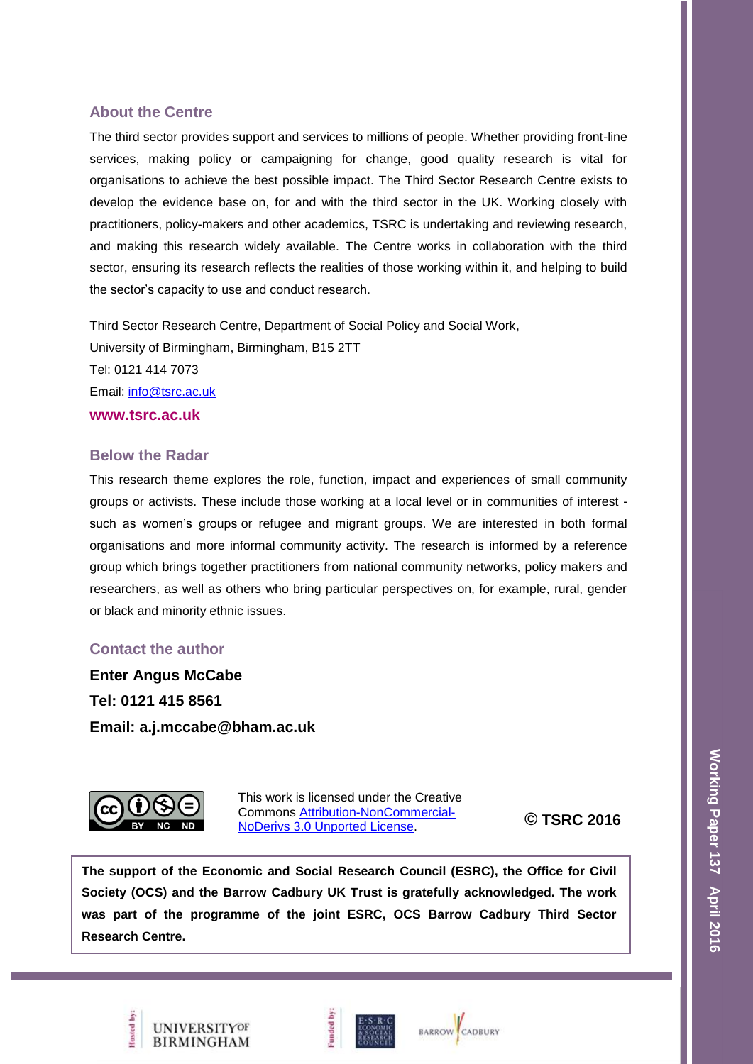## About the Centre

The third sector provides support and services to millions of people. Whether providing front-line services, making policy or campaigning for change, good quality research is vital for organisations to achieve the best possible impact. The Third Sector Research Centre exists to develop the evidence base on, for and with the third sector in the UK. Working closely with practitioners, policy-makers and other academics, TSRC is undertaking and reviewing research, and making this research widely available. The Centre works in collaboration with the third sector, ensuring its research reflects the realities of those working within it, and helping to build the sector's capacity to use and conduct research.

Third Sector Research Centre, Department of Social Policy and Social Work,
University of Birmingham, Birmingham, B15 2TT
Tel: 0121 414 7073
Email: info@tsrc.ac.uk
**www.tsrc.ac.uk**

## Below the Radar

This research theme explores the role, function, impact and experiences of small community groups or activists. These include those working at a local level or in communities of interest - such as women's groups or refugee and migrant groups. We are interested in both formal organisations and more informal community activity. The research is informed by a reference group which brings together practitioners from national community networks, policy makers and researchers, as well as others who bring particular perspectives on, for example, rural, gender or black and minority ethnic issues.

## Contact the author

**Enter Angus McCabe**
**Tel: 0121 415 8561**
**Email: a.j.mccabe@bham.ac.uk**

This work is licensed under the Creative Commons Attribution-NonCommercial-NoDerivs 3.0 Unported License.

**© TSRC 2016**

**The support of the Economic and Social Research Council (ESRC), the Office for Civil Society (OCS) and the Barrow Cadbury UK Trust is gratefully acknowledged. The work was part of the programme of the joint ESRC, OCS Barrow Cadbury Third Sector Research Centre.**

Working Paper 137 April 2016

Hosted by: University of Birmingham

Funded by: ESRC Economic & Social Research Council; Barrow Cadbury